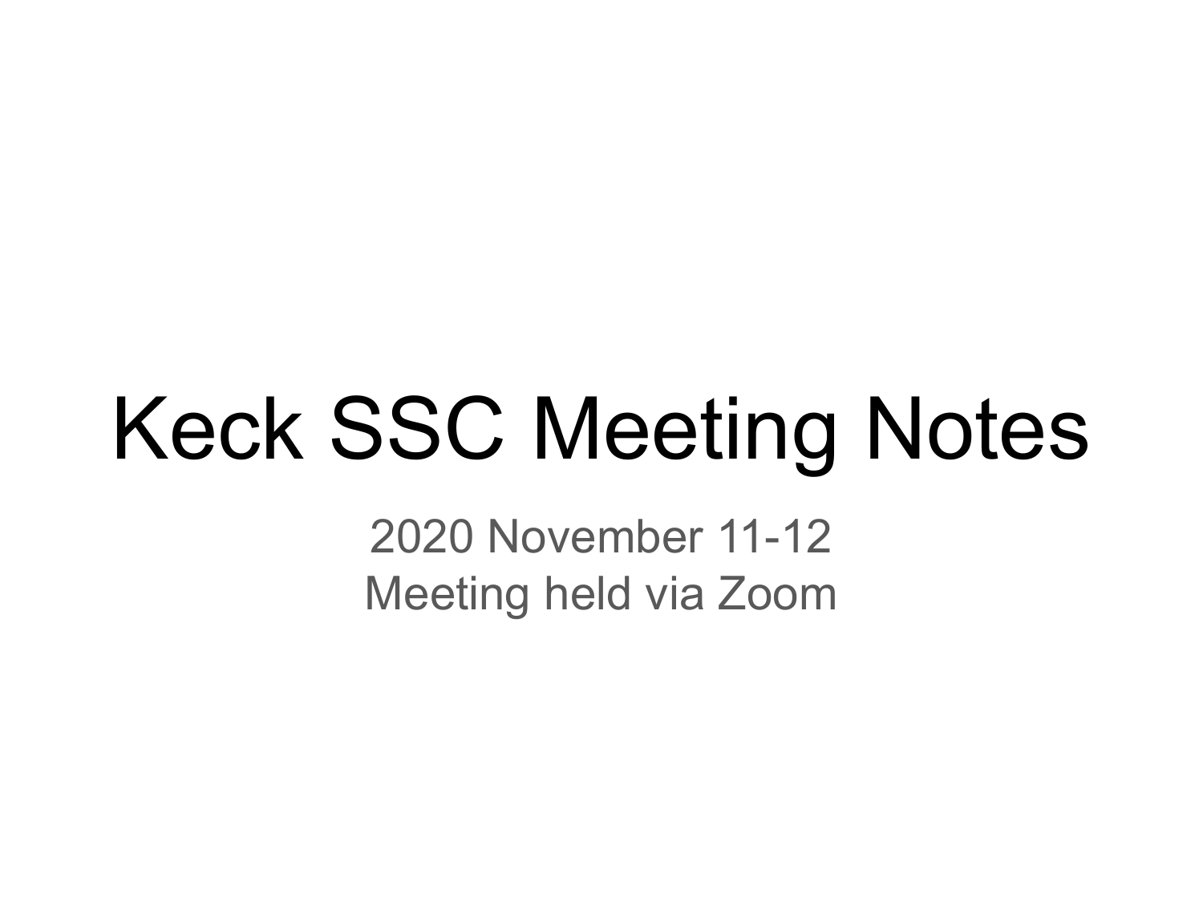# Keck SSC Meeting Notes

2020 November 11-12

Meeting held via Zoom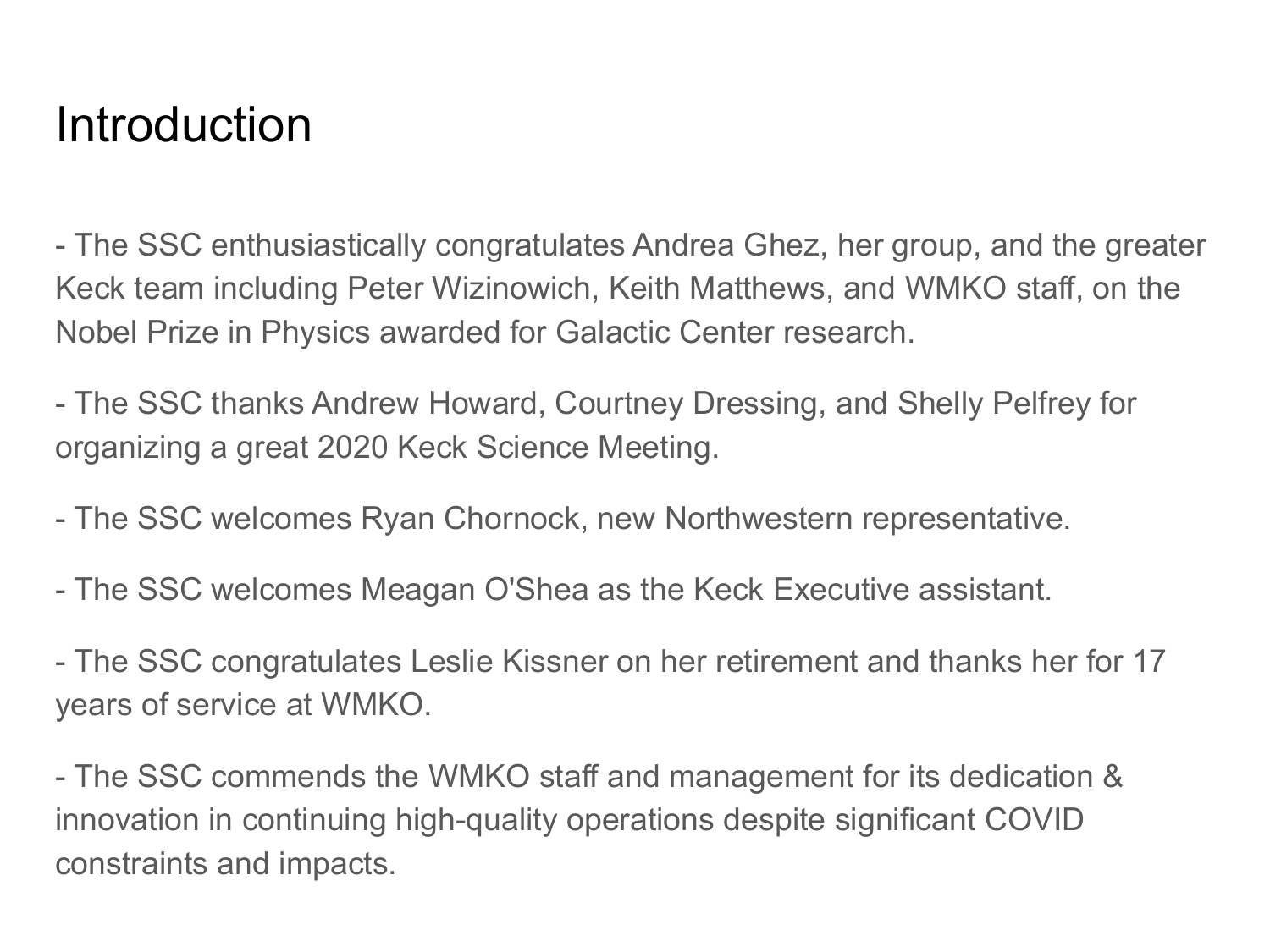# Introduction

- The SSC enthusiastically congratulates Andrea Ghez, her group, and the greater Keck team including Peter Wizinowich, Keith Matthews, and WMKO staff, on the Nobel Prize in Physics awarded for Galactic Center research.

- The SSC thanks Andrew Howard, Courtney Dressing, and Shelly Pelfrey for organizing a great 2020 Keck Science Meeting.

- The SSC welcomes Ryan Chornock, new Northwestern representative.

- The SSC welcomes Meagan O'Shea as the Keck Executive assistant.

- The SSC congratulates Leslie Kissner on her retirement and thanks her for 17 years of service at WMKO.

- The SSC commends the WMKO staff and management for its dedication & innovation in continuing high-quality operations despite significant COVID constraints and impacts.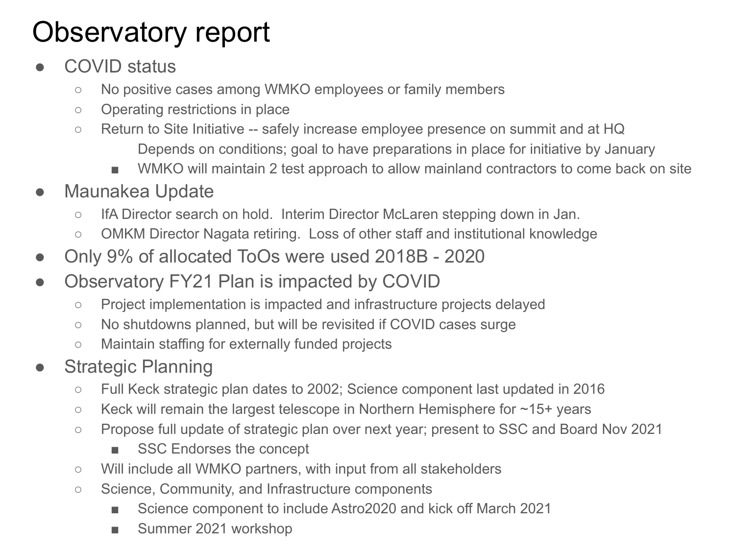# Observatory report

- COVID status
  - No positive cases among WMKO employees or family members
  - Operating restrictions in place
  - Return to Site Initiative -- safely increase employee presence on summit and at HQ
    - Depends on conditions; goal to have preparations in place for initiative by January
    - WMKO will maintain 2 test approach to allow mainland contractors to come back on site
- Maunakea Update
  - IfA Director search on hold. Interim Director McLaren stepping down in Jan.
  - OMKM Director Nagata retiring. Loss of other staff and institutional knowledge
- Only 9% of allocated ToOs were used 2018B - 2020
- Observatory FY21 Plan is impacted by COVID
  - Project implementation is impacted and infrastructure projects delayed
  - No shutdowns planned, but will be revisited if COVID cases surge
  - Maintain staffing for externally funded projects
- Strategic Planning
  - Full Keck strategic plan dates to 2002; Science component last updated in 2016
  - Keck will remain the largest telescope in Northern Hemisphere for ~15+ years
  - Propose full update of strategic plan over next year; present to SSC and Board Nov 2021
    - SSC Endorses the concept
  - Will include all WMKO partners, with input from all stakeholders
  - Science, Community, and Infrastructure components
    - Science component to include Astro2020 and kick off March 2021
    - Summer 2021 workshop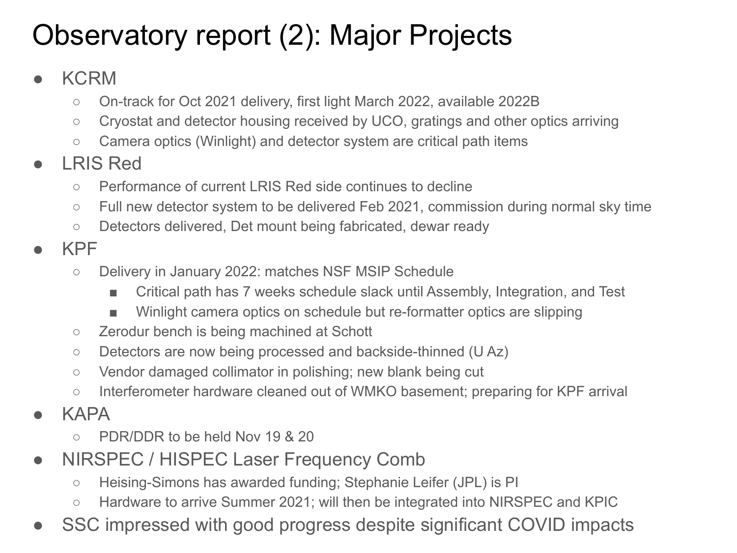# Observatory report (2): Major Projects

- KCRM
  - On-track for Oct 2021 delivery, first light March 2022, available 2022B
  - Cryostat and detector housing received by UCO, gratings and other optics arriving
  - Camera optics (Winlight) and detector system are critical path items
- LRIS Red
  - Performance of current LRIS Red side continues to decline
  - Full new detector system to be delivered Feb 2021, commission during normal sky time
  - Detectors delivered, Det mount being fabricated, dewar ready
- KPF
  - Delivery in January 2022: matches NSF MSIP Schedule
    - Critical path has 7 weeks schedule slack until Assembly, Integration, and Test
    - Winlight camera optics on schedule but re-formatter optics are slipping
  - Zerodur bench is being machined at Schott
  - Detectors are now being processed and backside-thinned (U Az)
  - Vendor damaged collimator in polishing; new blank being cut
  - Interferometer hardware cleaned out of WMKO basement; preparing for KPF arrival
- KAPA
  - PDR/DDR to be held Nov 19 & 20
- NIRSPEC / HISPEC Laser Frequency Comb
  - Heising-Simons has awarded funding; Stephanie Leifer (JPL) is PI
  - Hardware to arrive Summer 2021; will then be integrated into NIRSPEC and KPIC
- SSC impressed with good progress despite significant COVID impacts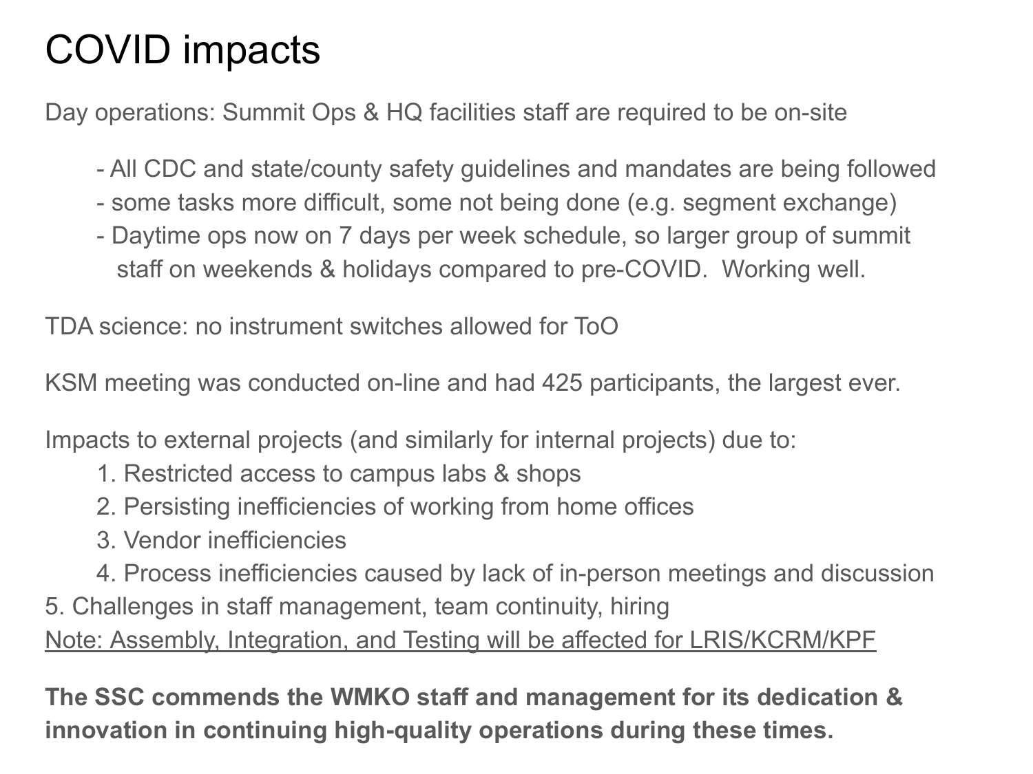# COVID impacts

Day operations: Summit Ops & HQ facilities staff are required to be on-site

- All CDC and state/county safety guidelines and mandates are being followed
- some tasks more difficult, some not being done (e.g. segment exchange)
- Daytime ops now on 7 days per week schedule, so larger group of summit staff on weekends & holidays compared to pre-COVID. Working well.

TDA science: no instrument switches allowed for ToO

KSM meeting was conducted on-line and had 425 participants, the largest ever.

Impacts to external projects (and similarly for internal projects) due to:

1. Restricted access to campus labs & shops
2. Persisting inefficiencies of working from home offices
3. Vendor inefficiencies
4. Process inefficiencies caused by lack of in-person meetings and discussion
5. Challenges in staff management, team continuity, hiring

<u>Note: Assembly, Integration, and Testing will be affected for LRIS/KCRM/KPF</u>

**The SSC commends the WMKO staff and management for its dedication & innovation in continuing high-quality operations during these times.**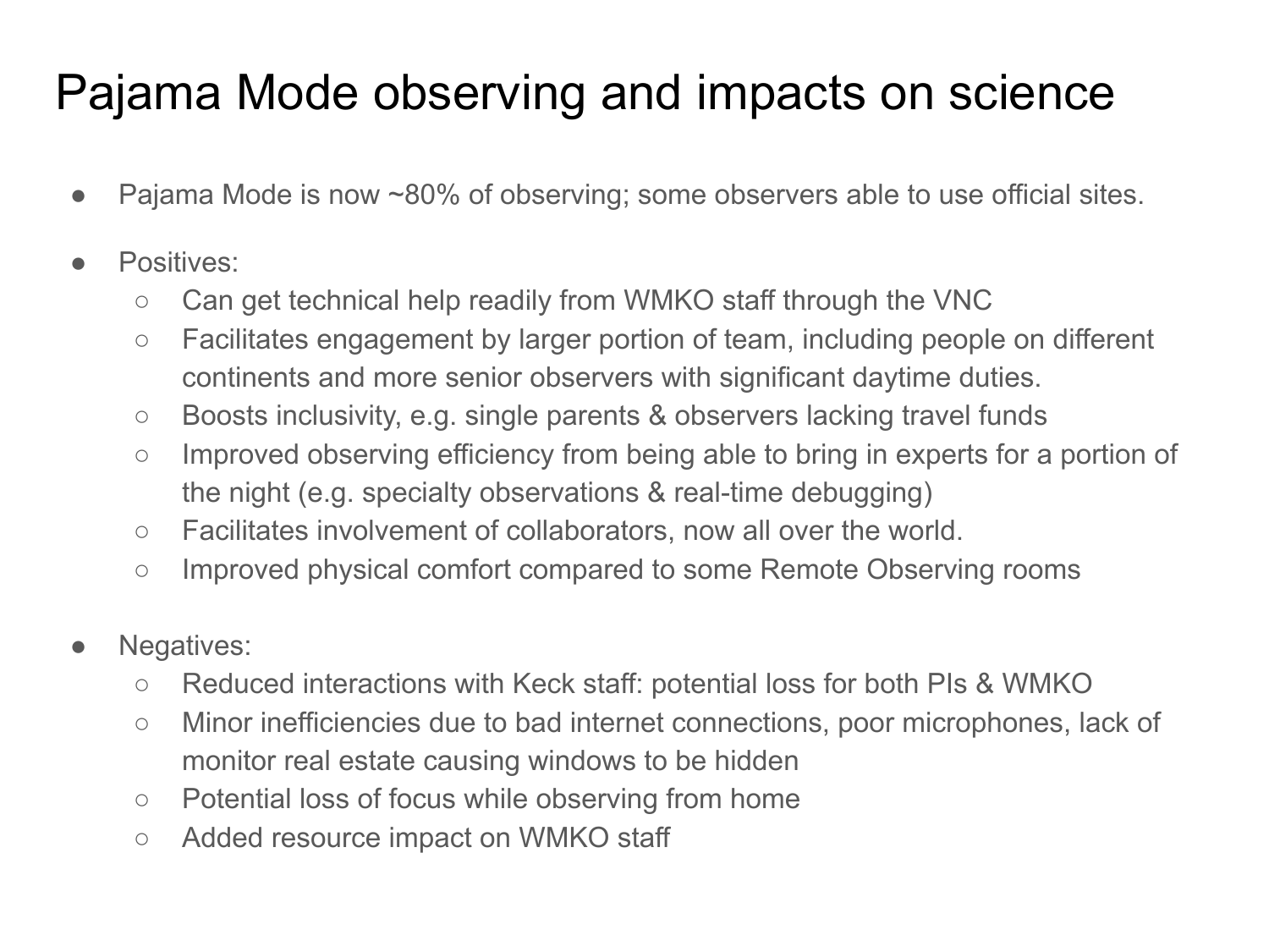# Pajama Mode observing and impacts on science

- Pajama Mode is now ~80% of observing; some observers able to use official sites.
- Positives:
  - Can get technical help readily from WMKO staff through the VNC
  - Facilitates engagement by larger portion of team, including people on different continents and more senior observers with significant daytime duties.
  - Boosts inclusivity, e.g. single parents & observers lacking travel funds
  - Improved observing efficiency from being able to bring in experts for a portion of the night (e.g. specialty observations & real-time debugging)
  - Facilitates involvement of collaborators, now all over the world.
  - Improved physical comfort compared to some Remote Observing rooms
- Negatives:
  - Reduced interactions with Keck staff: potential loss for both PIs & WMKO
  - Minor inefficiencies due to bad internet connections, poor microphones, lack of monitor real estate causing windows to be hidden
  - Potential loss of focus while observing from home
  - Added resource impact on WMKO staff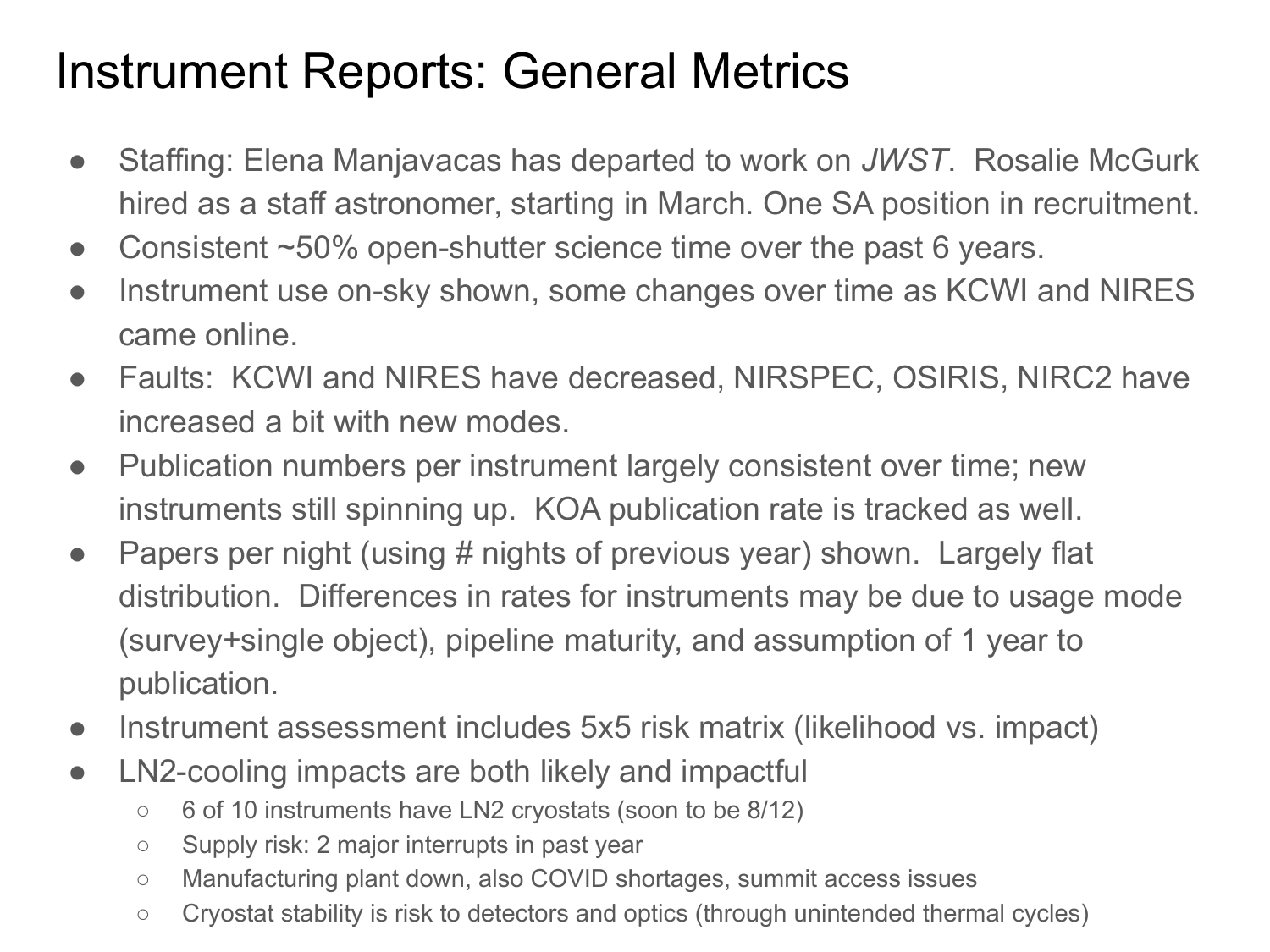# Instrument Reports: General Metrics

- Staffing: Elena Manjavacas has departed to work on *JWST*. Rosalie McGurk hired as a staff astronomer, starting in March. One SA position in recruitment.
- Consistent ~50% open-shutter science time over the past 6 years.
- Instrument use on-sky shown, some changes over time as KCWI and NIRES came online.
- Faults: KCWI and NIRES have decreased, NIRSPEC, OSIRIS, NIRC2 have increased a bit with new modes.
- Publication numbers per instrument largely consistent over time; new instruments still spinning up. KOA publication rate is tracked as well.
- Papers per night (using # nights of previous year) shown. Largely flat distribution. Differences in rates for instruments may be due to usage mode (survey+single object), pipeline maturity, and assumption of 1 year to publication.
- Instrument assessment includes 5x5 risk matrix (likelihood vs. impact)
- LN2-cooling impacts are both likely and impactful
  - 6 of 10 instruments have LN2 cryostats (soon to be 8/12)
  - Supply risk: 2 major interrupts in past year
  - Manufacturing plant down, also COVID shortages, summit access issues
  - Cryostat stability is risk to detectors and optics (through unintended thermal cycles)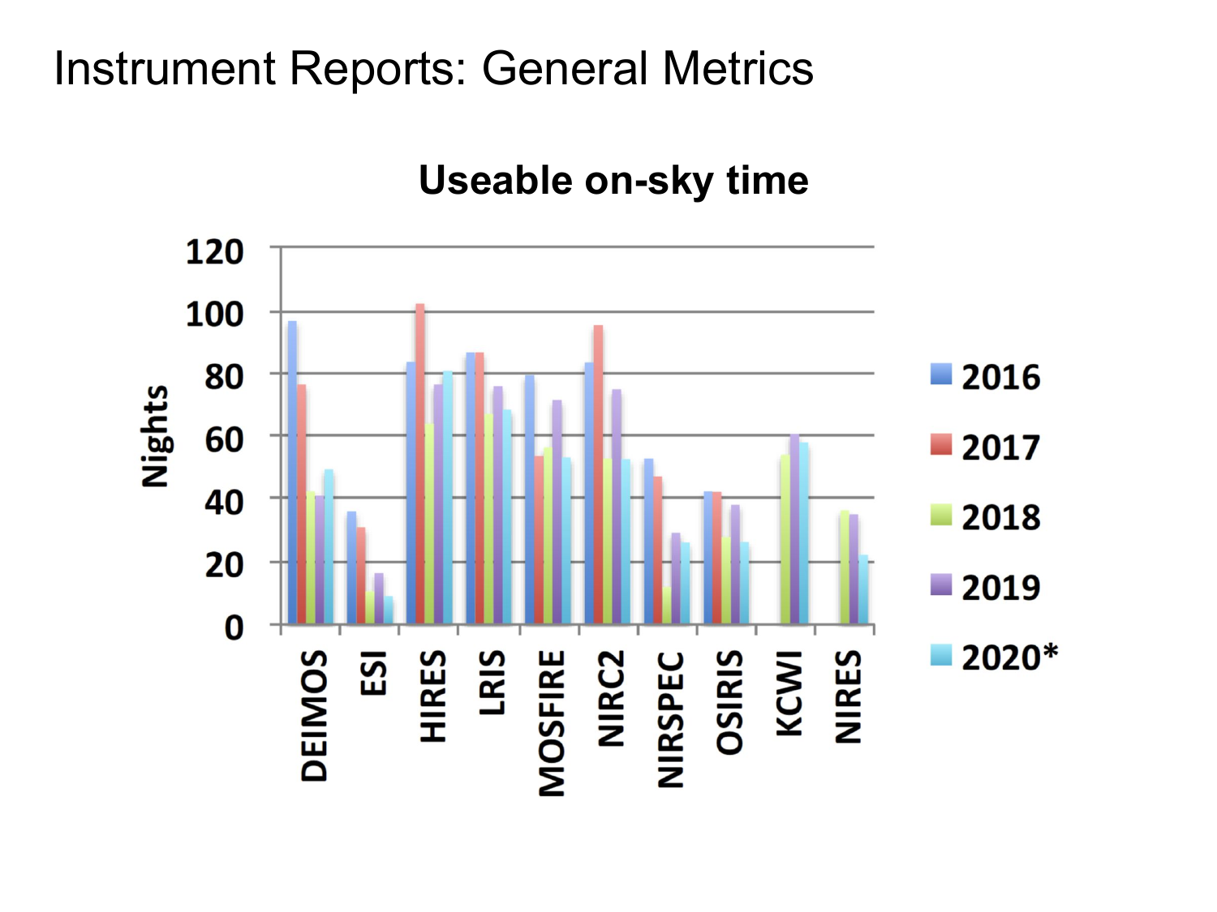# Instrument Reports: General Metrics

**Useable on-sky time**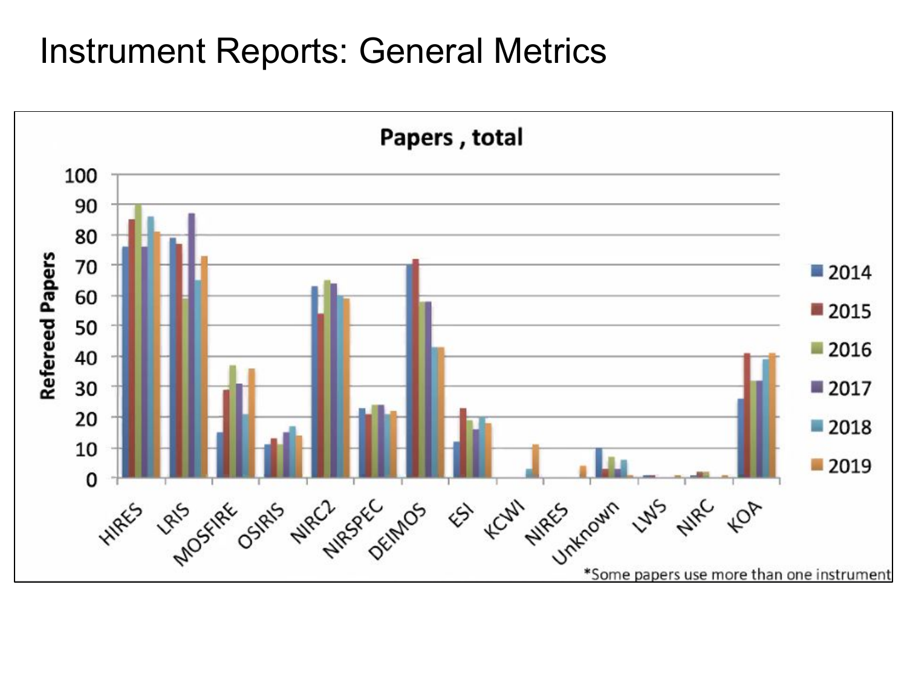# Instrument Reports: General Metrics

**Papers , total**

*Some papers use more than one instrument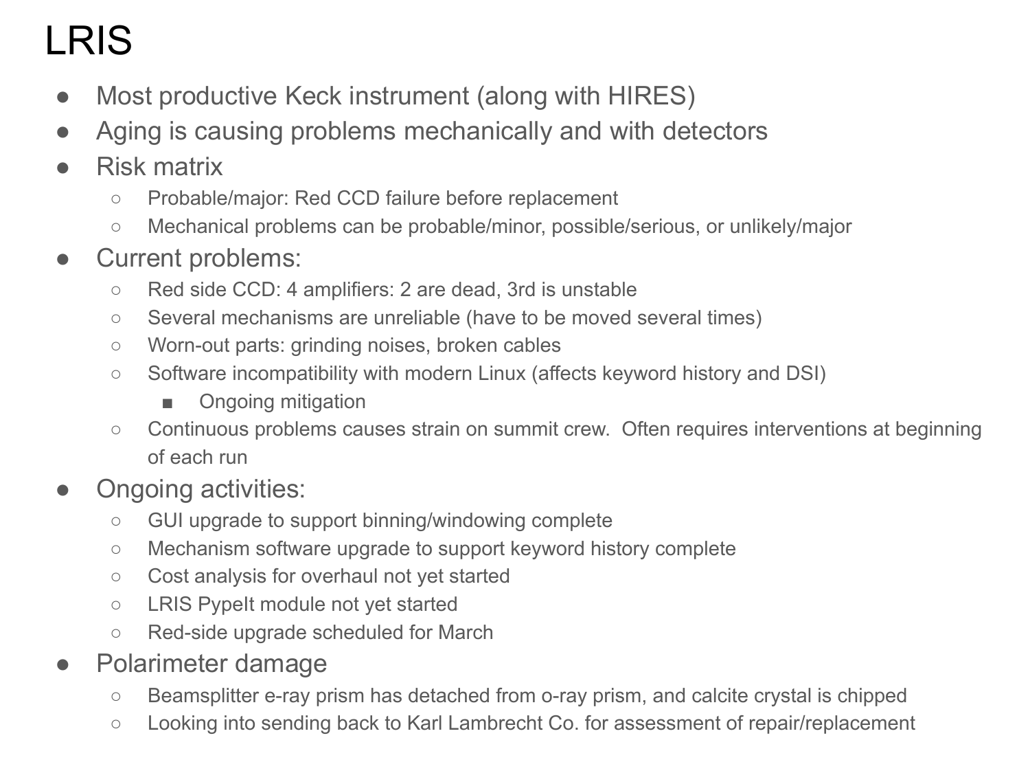# LRIS

- Most productive Keck instrument (along with HIRES)
- Aging is causing problems mechanically and with detectors
- Risk matrix
  - Probable/major: Red CCD failure before replacement
  - Mechanical problems can be probable/minor, possible/serious, or unlikely/major
- Current problems:
  - Red side CCD: 4 amplifiers: 2 are dead, 3rd is unstable
  - Several mechanisms are unreliable (have to be moved several times)
  - Worn-out parts: grinding noises, broken cables
  - Software incompatibility with modern Linux (affects keyword history and DSI)
    - Ongoing mitigation
  - Continuous problems causes strain on summit crew.  Often requires interventions at beginning of each run
- Ongoing activities:
  - GUI upgrade to support binning/windowing complete
  - Mechanism software upgrade to support keyword history complete
  - Cost analysis for overhaul not yet started
  - LRIS PypeIt module not yet started
  - Red-side upgrade scheduled for March
- Polarimeter damage
  - Beamsplitter e-ray prism has detached from o-ray prism, and calcite crystal is chipped
  - Looking into sending back to Karl Lambrecht Co. for assessment of repair/replacement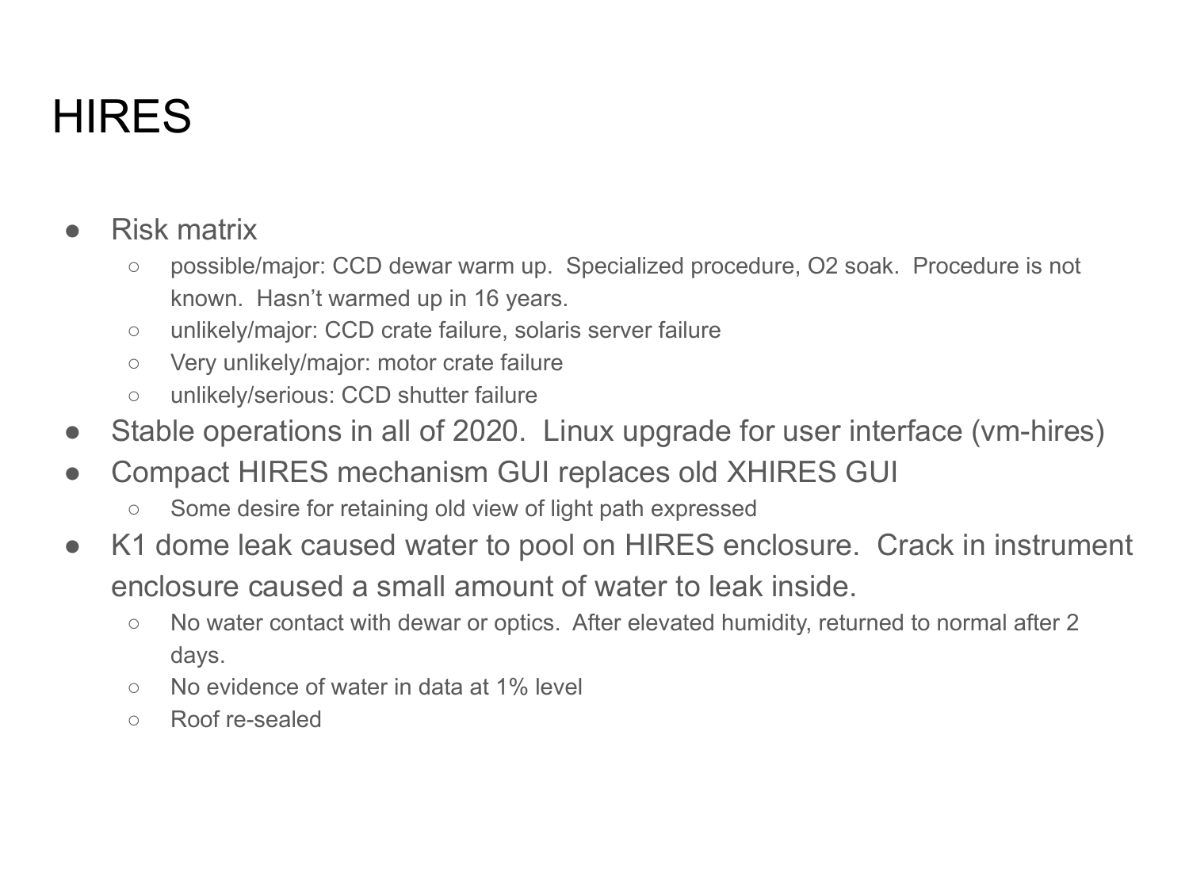# HIRES

- Risk matrix
  - possible/major: CCD dewar warm up.  Specialized procedure, $O_2$ soak.  Procedure is not known.  Hasn't warmed up in 16 years.
  - unlikely/major: CCD crate failure, solaris server failure
  - Very unlikely/major: motor crate failure
  - unlikely/serious: CCD shutter failure
- Stable operations in all of 2020.  Linux upgrade for user interface (vm-hires)
- Compact HIRES mechanism GUI replaces old XHIRES GUI
  - Some desire for retaining old view of light path expressed
- K1 dome leak caused water to pool on HIRES enclosure.  Crack in instrument enclosure caused a small amount of water to leak inside.
  - No water contact with dewar or optics.  After elevated humidity, returned to normal after 2 days.
  - No evidence of water in data at 1% level
  - Roof re-sealed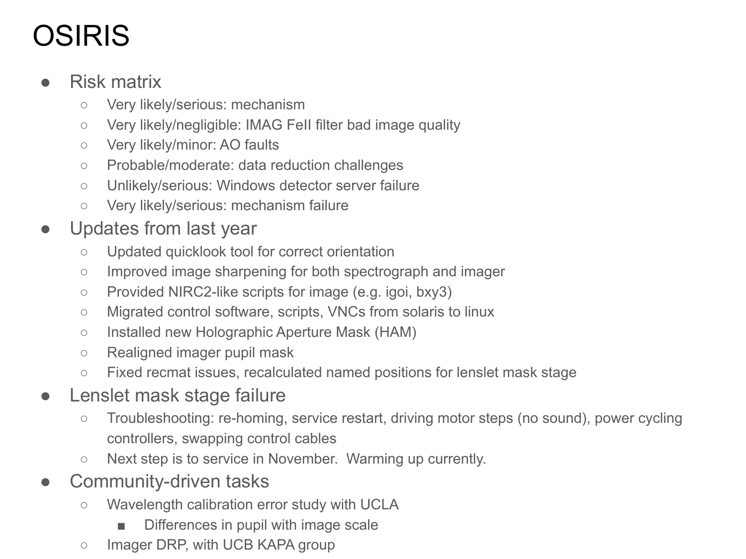# OSIRIS

- Risk matrix
  - Very likely/serious: mechanism
  - Very likely/negligible: IMAG FeII filter bad image quality
  - Very likely/minor: AO faults
  - Probable/moderate: data reduction challenges
  - Unlikely/serious: Windows detector server failure
  - Very likely/serious: mechanism failure
- Updates from last year
  - Updated quicklook tool for correct orientation
  - Improved image sharpening for both spectrograph and imager
  - Provided NIRC2-like scripts for image (e.g. igoi, bxy3)
  - Migrated control software, scripts, VNCs from solaris to linux
  - Installed new Holographic Aperture Mask (HAM)
  - Realigned imager pupil mask
  - Fixed recmat issues, recalculated named positions for lenslet mask stage
- Lenslet mask stage failure
  - Troubleshooting: re-homing, service restart, driving motor steps (no sound), power cycling controllers, swapping control cables
  - Next step is to service in November. Warming up currently.
- Community-driven tasks
  - Wavelength calibration error study with UCLA
    - Differences in pupil with image scale
  - Imager DRP, with UCB KAPA group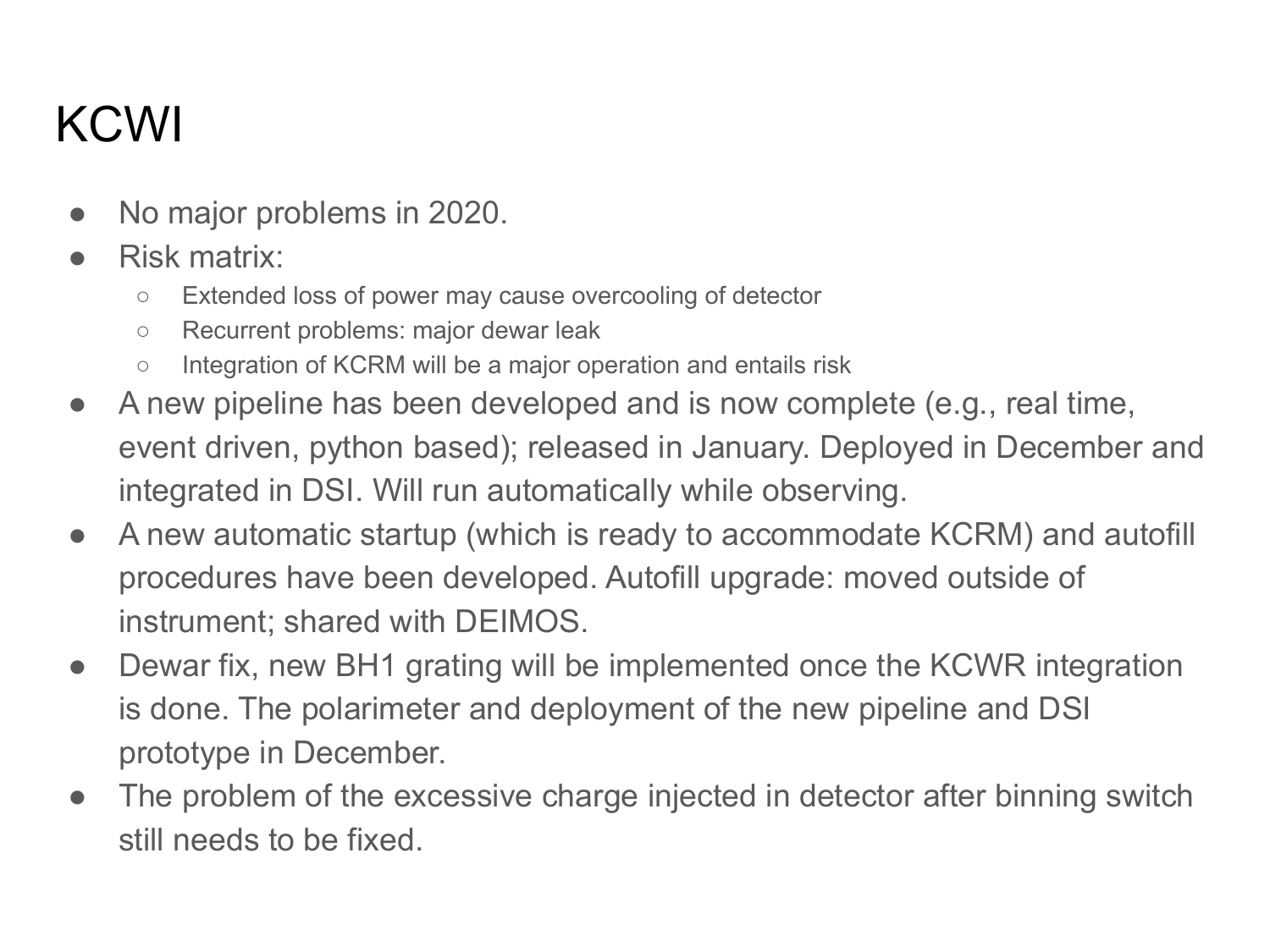# KCWI

- No major problems in 2020.
- Risk matrix:
  - Extended loss of power may cause overcooling of detector
  - Recurrent problems: major dewar leak
  - Integration of KCRM will be a major operation and entails risk
- A new pipeline has been developed and is now complete (e.g., real time, event driven, python based); released in January. Deployed in December and integrated in DSI. Will run automatically while observing.
- A new automatic startup (which is ready to accommodate KCRM) and autofill procedures have been developed. Autofill upgrade: moved outside of instrument; shared with DEIMOS.
- Dewar fix, new BH1 grating will be implemented once the KCWR integration is done. The polarimeter and deployment of the new pipeline and DSI prototype in December.
- The problem of the excessive charge injected in detector after binning switch still needs to be fixed.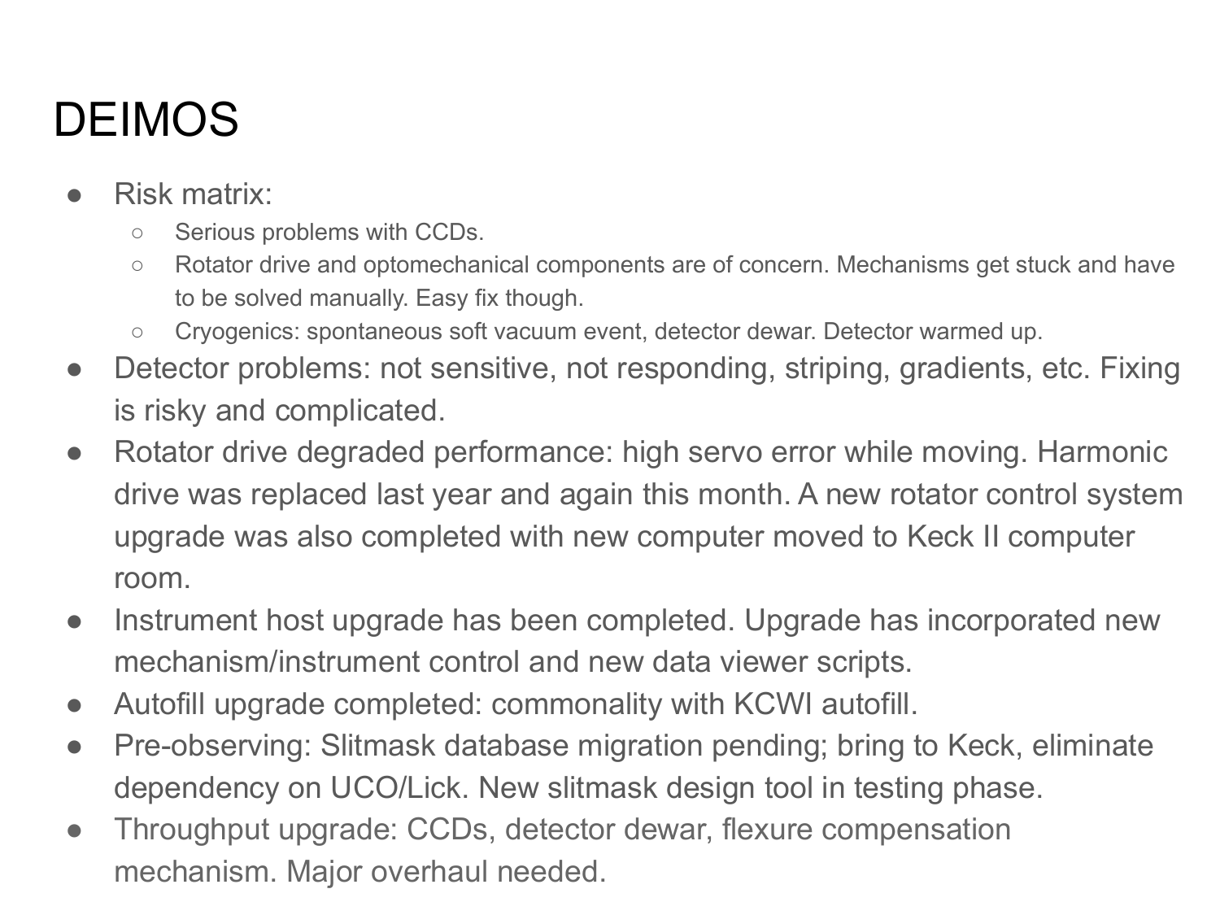# DEIMOS

- Risk matrix:
  - Serious problems with CCDs.
  - Rotator drive and optomechanical components are of concern. Mechanisms get stuck and have to be solved manually. Easy fix though.
  - Cryogenics: spontaneous soft vacuum event, detector dewar. Detector warmed up.
- Detector problems: not sensitive, not responding, striping, gradients, etc. Fixing is risky and complicated.
- Rotator drive degraded performance: high servo error while moving. Harmonic drive was replaced last year and again this month. A new rotator control system upgrade was also completed with new computer moved to Keck II computer room.
- Instrument host upgrade has been completed. Upgrade has incorporated new mechanism/instrument control and new data viewer scripts.
- Autofill upgrade completed: commonality with KCWI autofill.
- Pre-observing: Slitmask database migration pending; bring to Keck, eliminate dependency on UCO/Lick. New slitmask design tool in testing phase.
- Throughput upgrade: CCDs, detector dewar, flexure compensation mechanism. Major overhaul needed.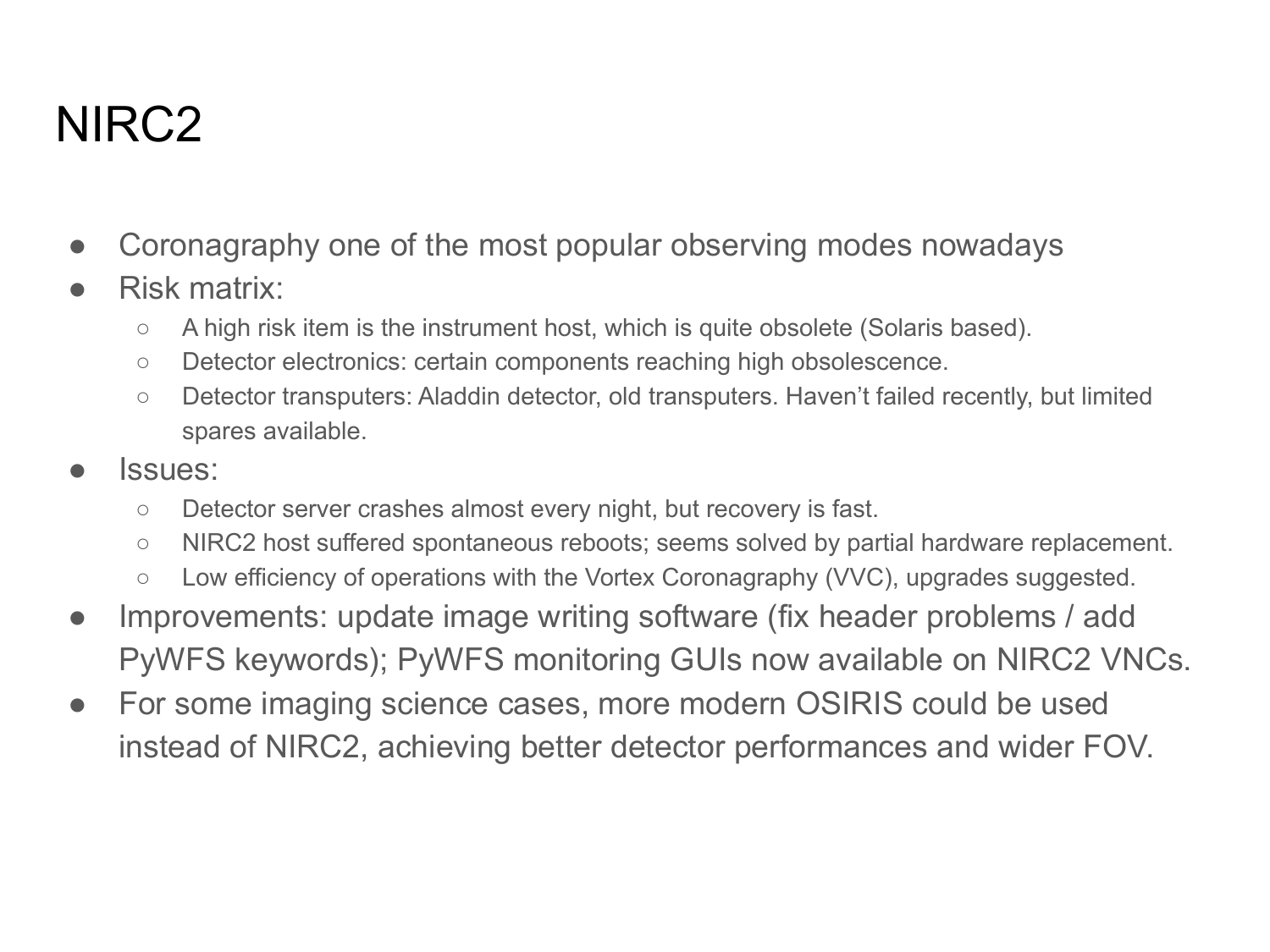# NIRC2

- Coronagraphy one of the most popular observing modes nowadays
- Risk matrix:
  - A high risk item is the instrument host, which is quite obsolete (Solaris based).
  - Detector electronics: certain components reaching high obsolescence.
  - Detector transputers: Aladdin detector, old transputers. Haven't failed recently, but limited spares available.
- Issues:
  - Detector server crashes almost every night, but recovery is fast.
  - NIRC2 host suffered spontaneous reboots; seems solved by partial hardware replacement.
  - Low efficiency of operations with the Vortex Coronagraphy (VVC), upgrades suggested.
- Improvements: update image writing software (fix header problems / add PyWFS keywords); PyWFS monitoring GUIs now available on NIRC2 VNCs.
- For some imaging science cases, more modern OSIRIS could be used instead of NIRC2, achieving better detector performances and wider FOV.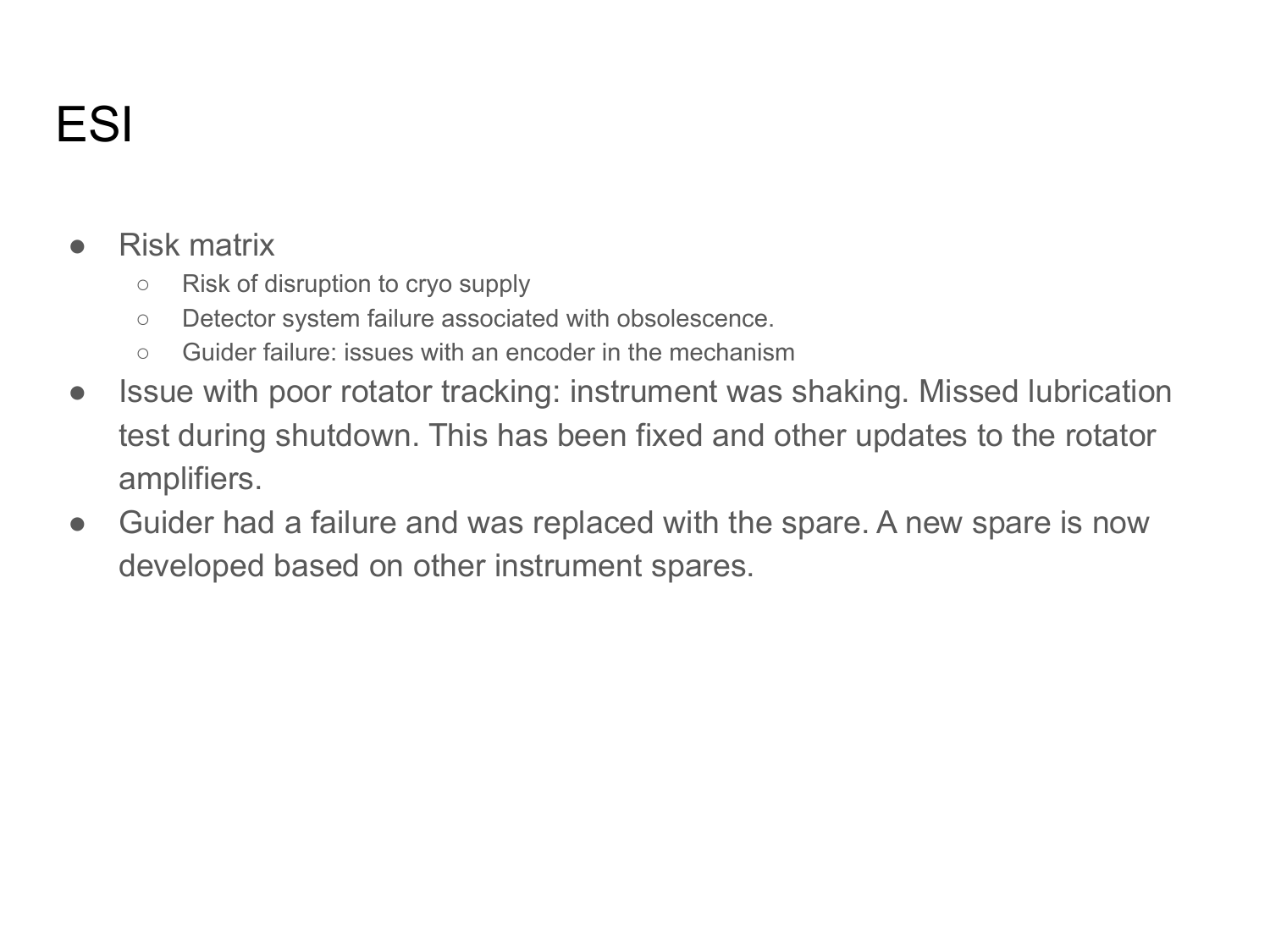# ESI

- Risk matrix
  - Risk of disruption to cryo supply
  - Detector system failure associated with obsolescence.
  - Guider failure: issues with an encoder in the mechanism
- Issue with poor rotator tracking: instrument was shaking. Missed lubrication test during shutdown. This has been fixed and other updates to the rotator amplifiers.
- Guider had a failure and was replaced with the spare. A new spare is now developed based on other instrument spares.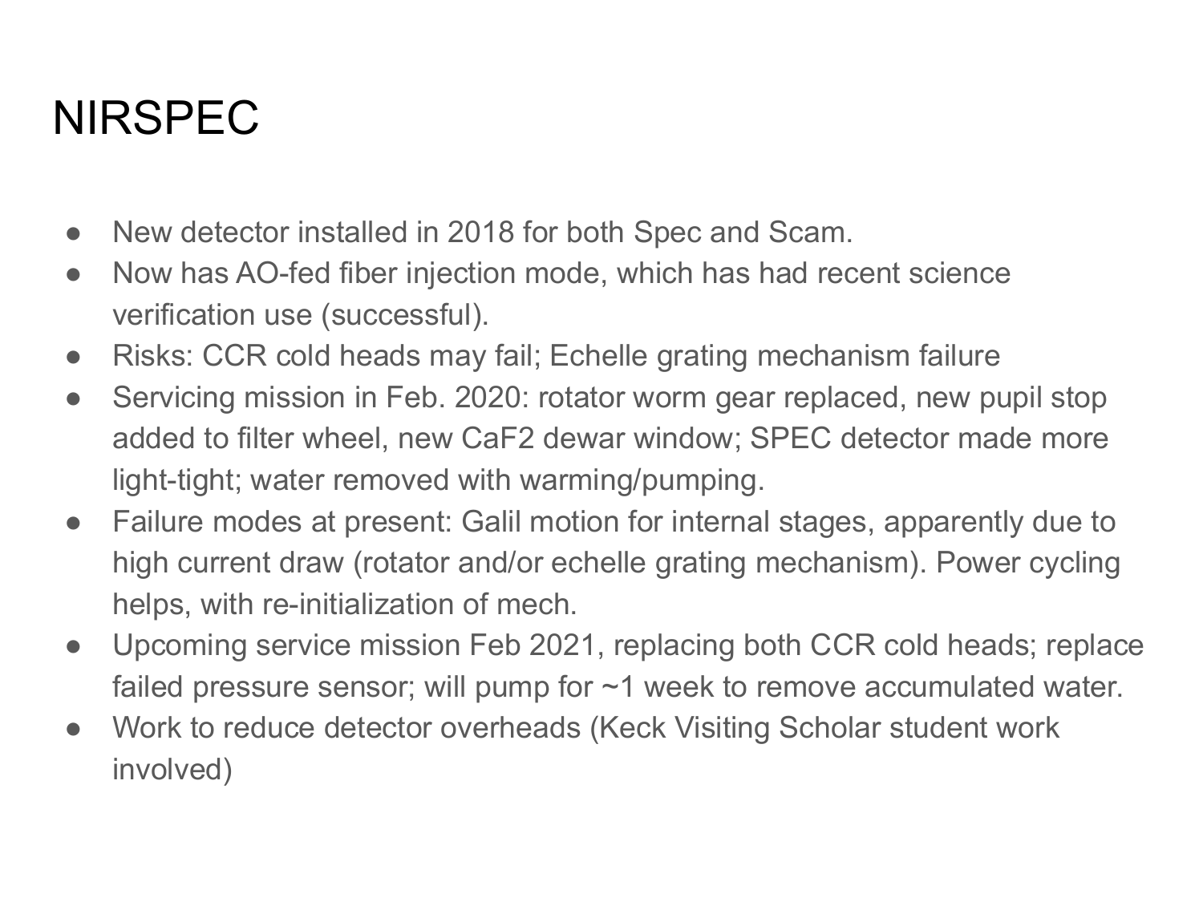# NIRSPEC

- New detector installed in 2018 for both Spec and Scam.
- Now has AO-fed fiber injection mode, which has had recent science verification use (successful).
- Risks: CCR cold heads may fail; Echelle grating mechanism failure
- Servicing mission in Feb. 2020: rotator worm gear replaced, new pupil stop added to filter wheel, new $CaF_2$ dewar window; SPEC detector made more light-tight; water removed with warming/pumping.
- Failure modes at present: Galil motion for internal stages, apparently due to high current draw (rotator and/or echelle grating mechanism). Power cycling helps, with re-initialization of mech.
- Upcoming service mission Feb 2021, replacing both CCR cold heads; replace failed pressure sensor; will pump for ~1 week to remove accumulated water.
- Work to reduce detector overheads (Keck Visiting Scholar student work involved)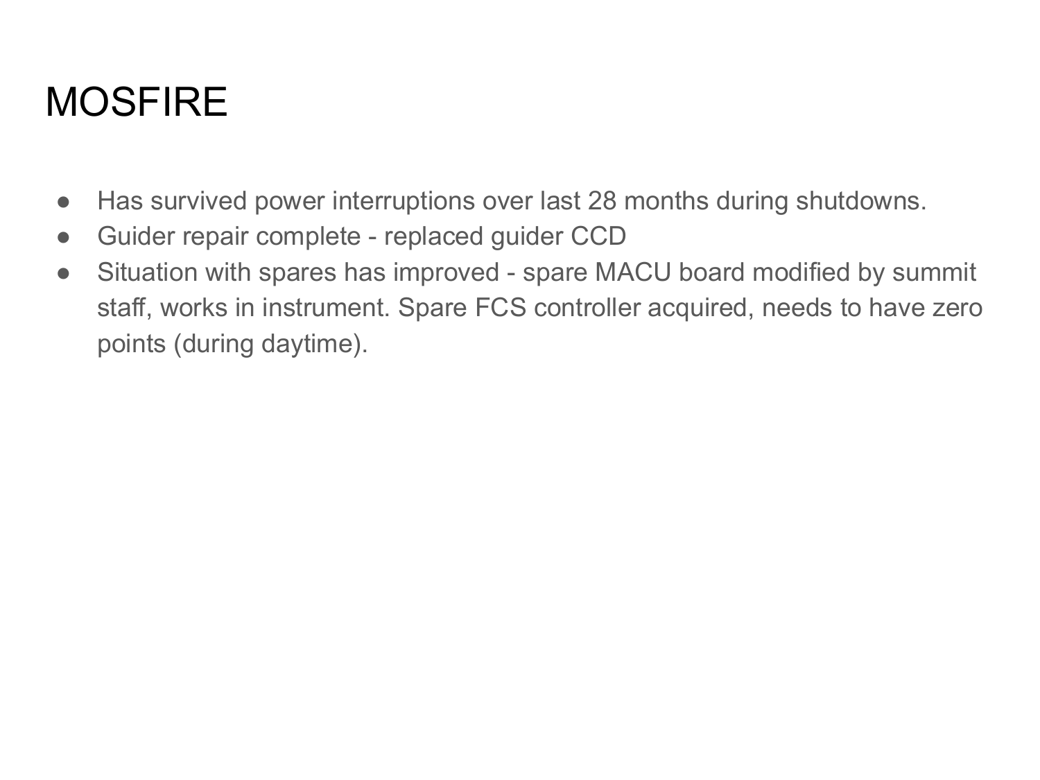# MOSFIRE

- Has survived power interruptions over last 28 months during shutdowns.
- Guider repair complete - replaced guider CCD
- Situation with spares has improved - spare MACU board modified by summit staff, works in instrument. Spare FCS controller acquired, needs to have zero points (during daytime).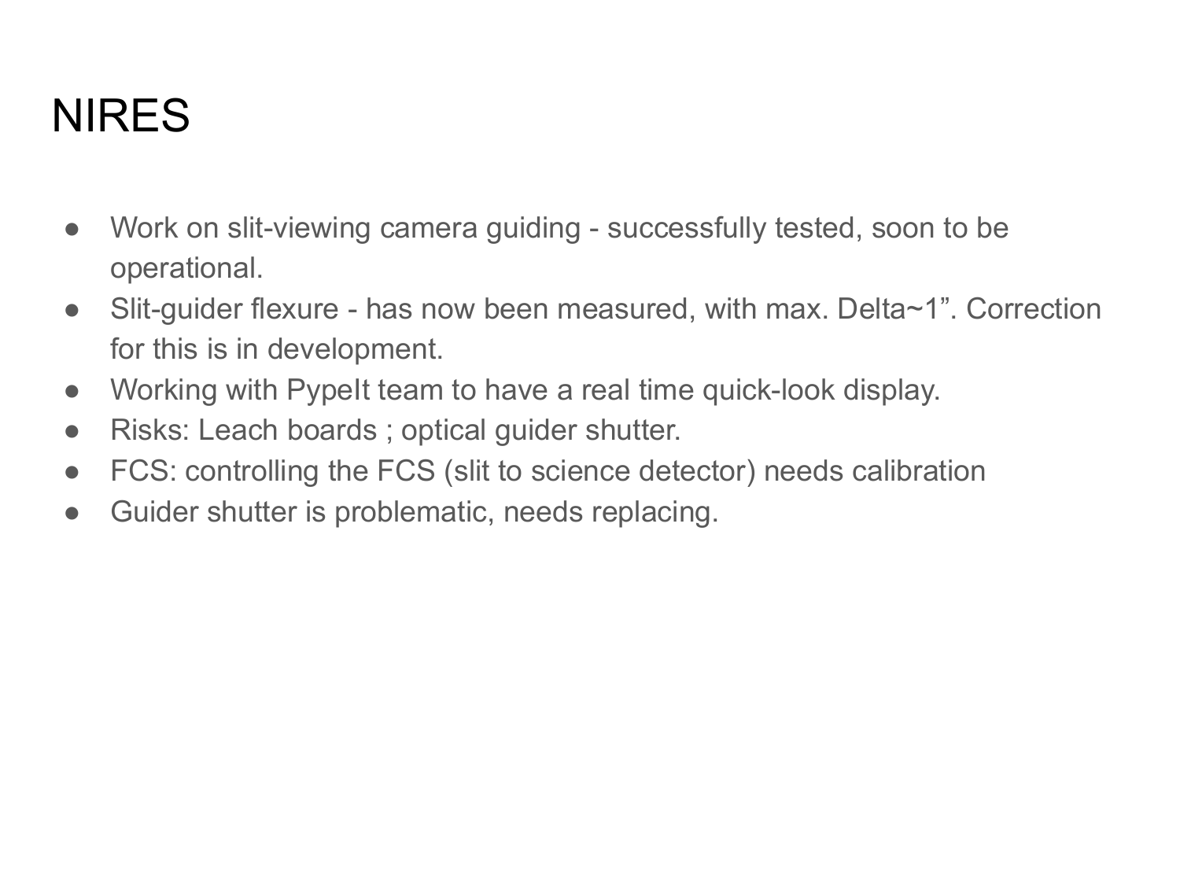# NIRES

- Work on slit-viewing camera guiding - successfully tested, soon to be operational.
- Slit-guider flexure - has now been measured, with max. Delta~1”. Correction for this is in development.
- Working with PypeIt team to have a real time quick-look display.
- Risks: Leach boards ; optical guider shutter.
- FCS: controlling the FCS (slit to science detector) needs calibration
- Guider shutter is problematic, needs replacing.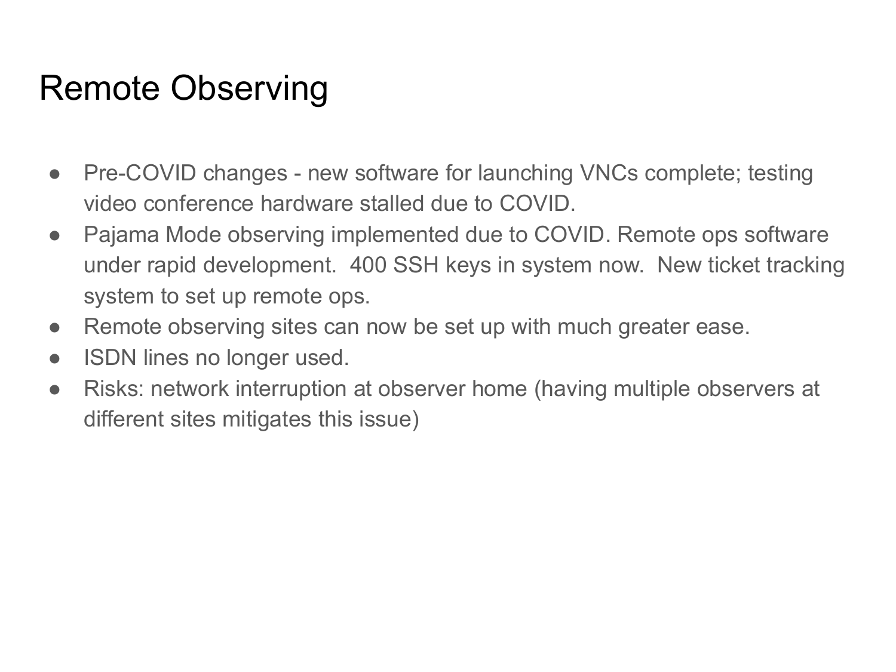# Remote Observing

- Pre-COVID changes - new software for launching VNCs complete; testing video conference hardware stalled due to COVID.
- Pajama Mode observing implemented due to COVID. Remote ops software under rapid development. 400 SSH keys in system now. New ticket tracking system to set up remote ops.
- Remote observing sites can now be set up with much greater ease.
- ISDN lines no longer used.
- Risks: network interruption at observer home (having multiple observers at different sites mitigates this issue)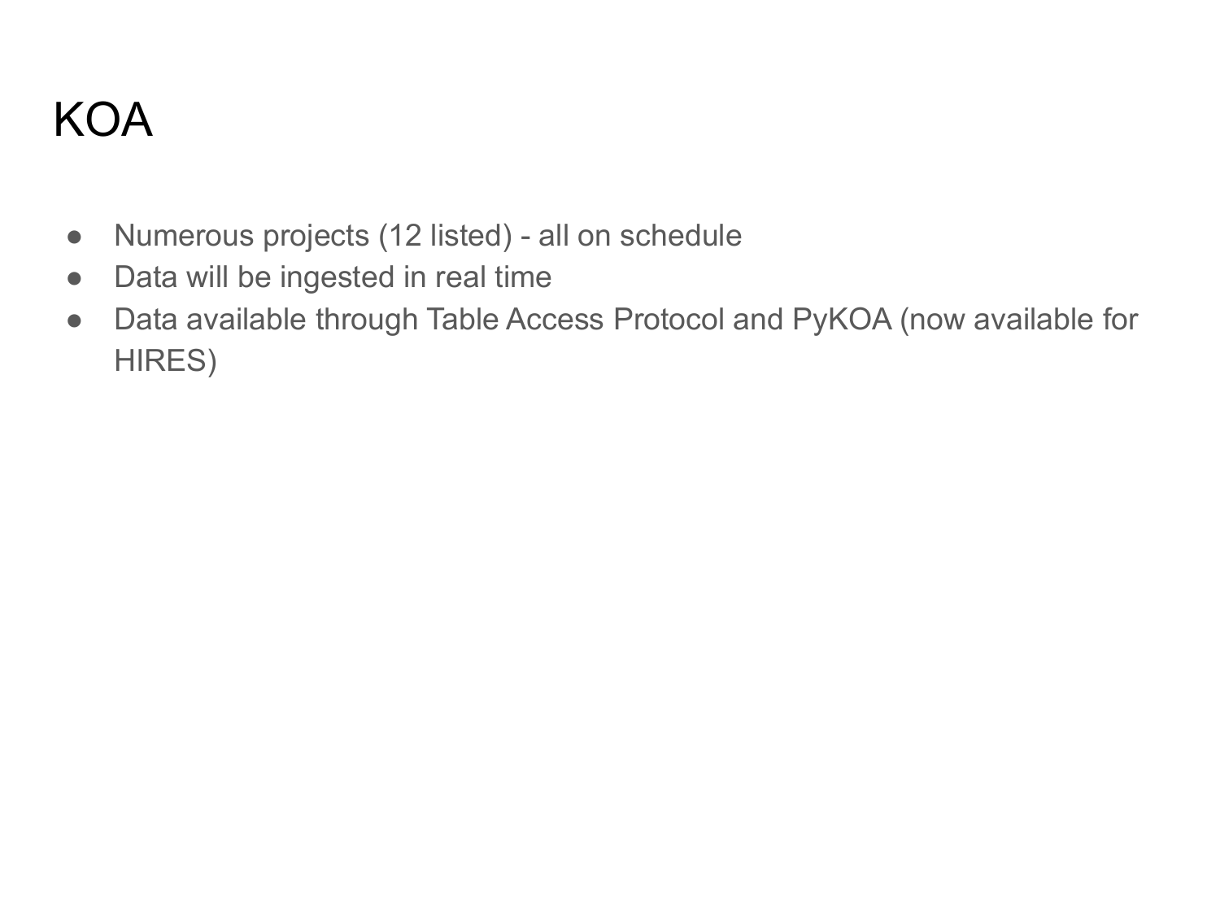# KOA

- Numerous projects (12 listed) - all on schedule
- Data will be ingested in real time
- Data available through Table Access Protocol and PyKOA (now available for HIRES)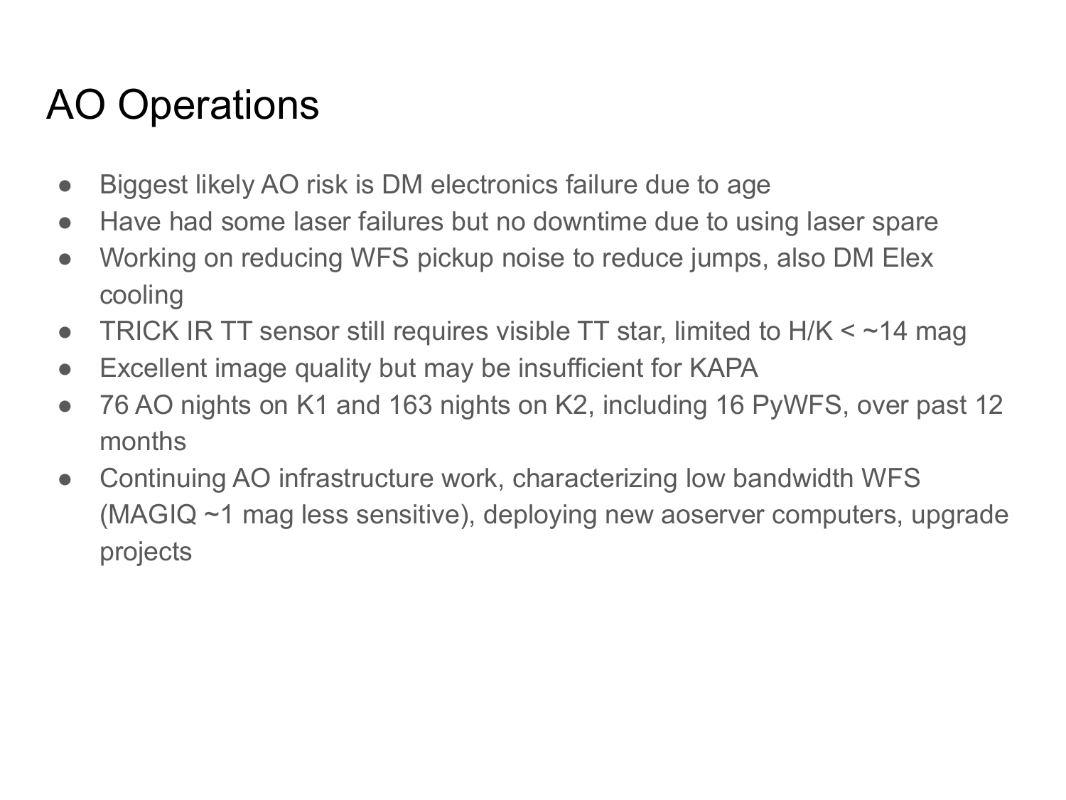# AO Operations

- Biggest likely AO risk is DM electronics failure due to age
- Have had some laser failures but no downtime due to using laser spare
- Working on reducing WFS pickup noise to reduce jumps, also DM Elex cooling
- TRICK IR TT sensor still requires visible TT star, limited to H/K < ~14 mag
- Excellent image quality but may be insufficient for KAPA
- 76 AO nights on K1 and 163 nights on K2, including 16 PyWFS, over past 12 months
- Continuing AO infrastructure work, characterizing low bandwidth WFS (MAGIQ ~1 mag less sensitive), deploying new aoserver computers, upgrade projects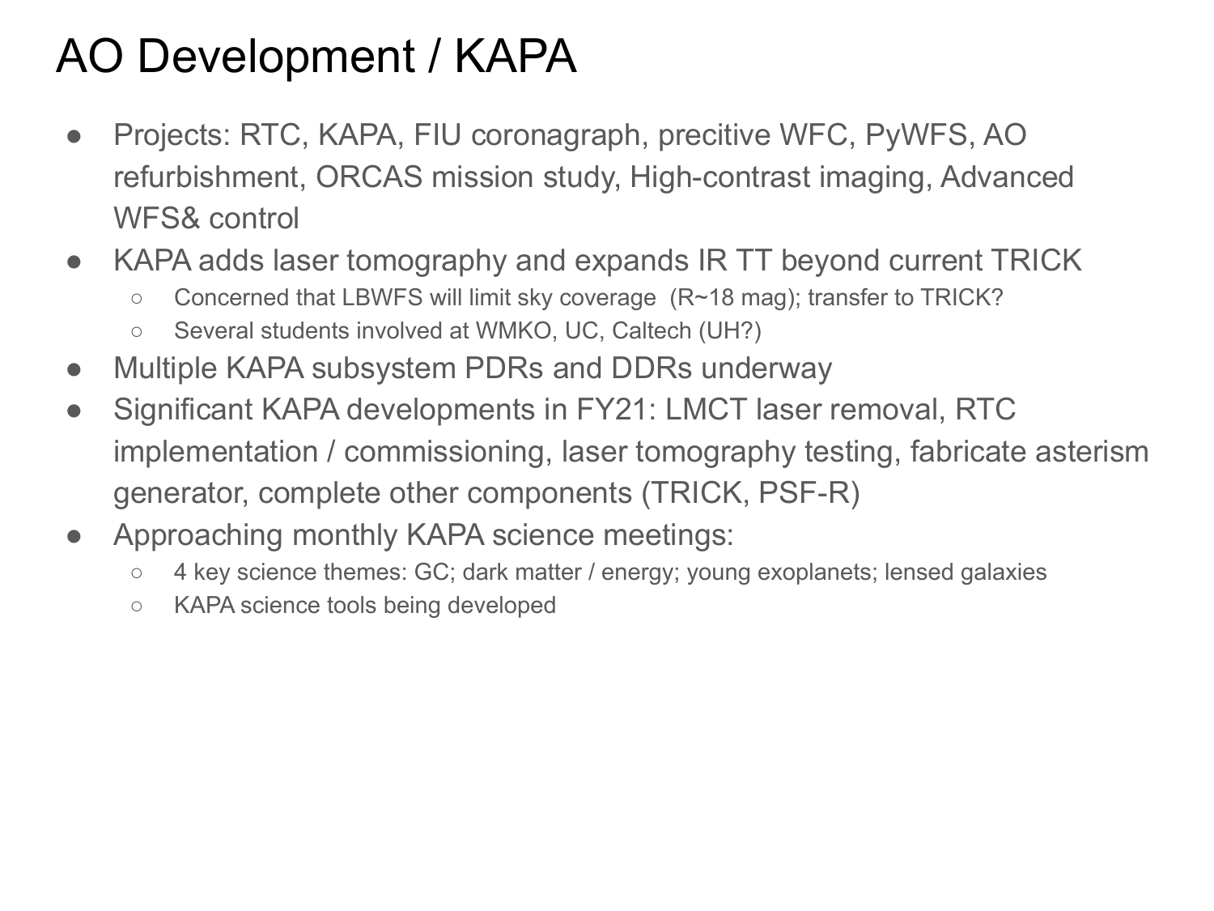# AO Development / KAPA

- Projects: RTC, KAPA, FIU coronagraph, precitive WFC, PyWFS, AO refurbishment, ORCAS mission study, High-contrast imaging, Advanced WFS& control
- KAPA adds laser tomography and expands IR TT beyond current TRICK
  - Concerned that LBWFS will limit sky coverage (R~18 mag); transfer to TRICK?
  - Several students involved at WMKO, UC, Caltech (UH?)
- Multiple KAPA subsystem PDRs and DDRs underway
- Significant KAPA developments in FY21: LMCT laser removal, RTC implementation / commissioning, laser tomography testing, fabricate asterism generator, complete other components (TRICK, PSF-R)
- Approaching monthly KAPA science meetings:
  - 4 key science themes: GC; dark matter / energy; young exoplanets; lensed galaxies
  - KAPA science tools being developed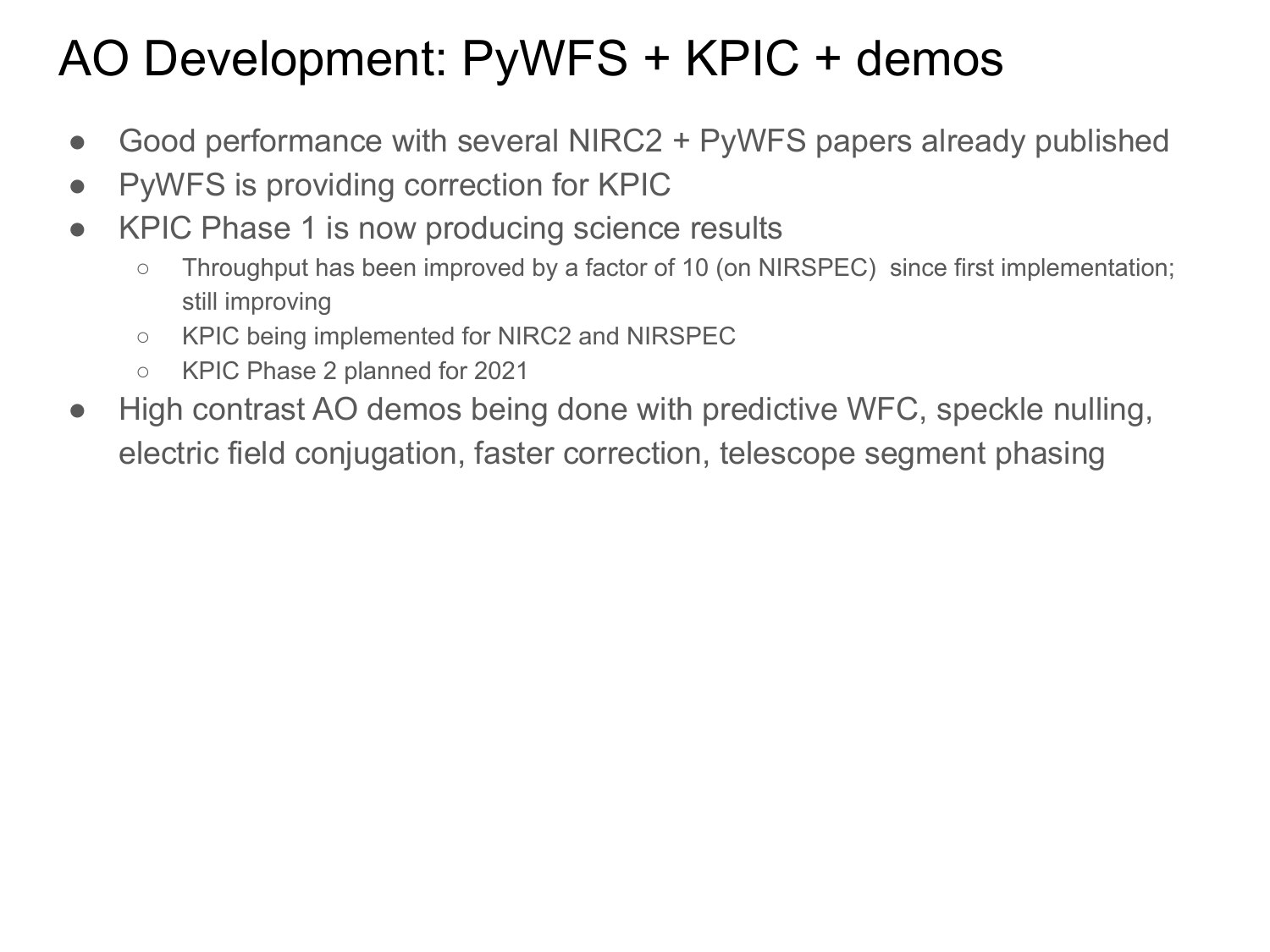# AO Development: PyWFS + KPIC + demos

- Good performance with several NIRC2 + PyWFS papers already published
- PyWFS is providing correction for KPIC
- KPIC Phase 1 is now producing science results
  - Throughput has been improved by a factor of 10 (on NIRSPEC) since first implementation; still improving
  - KPIC being implemented for NIRC2 and NIRSPEC
  - KPIC Phase 2 planned for 2021
- High contrast AO demos being done with predictive WFC, speckle nulling, electric field conjugation, faster correction, telescope segment phasing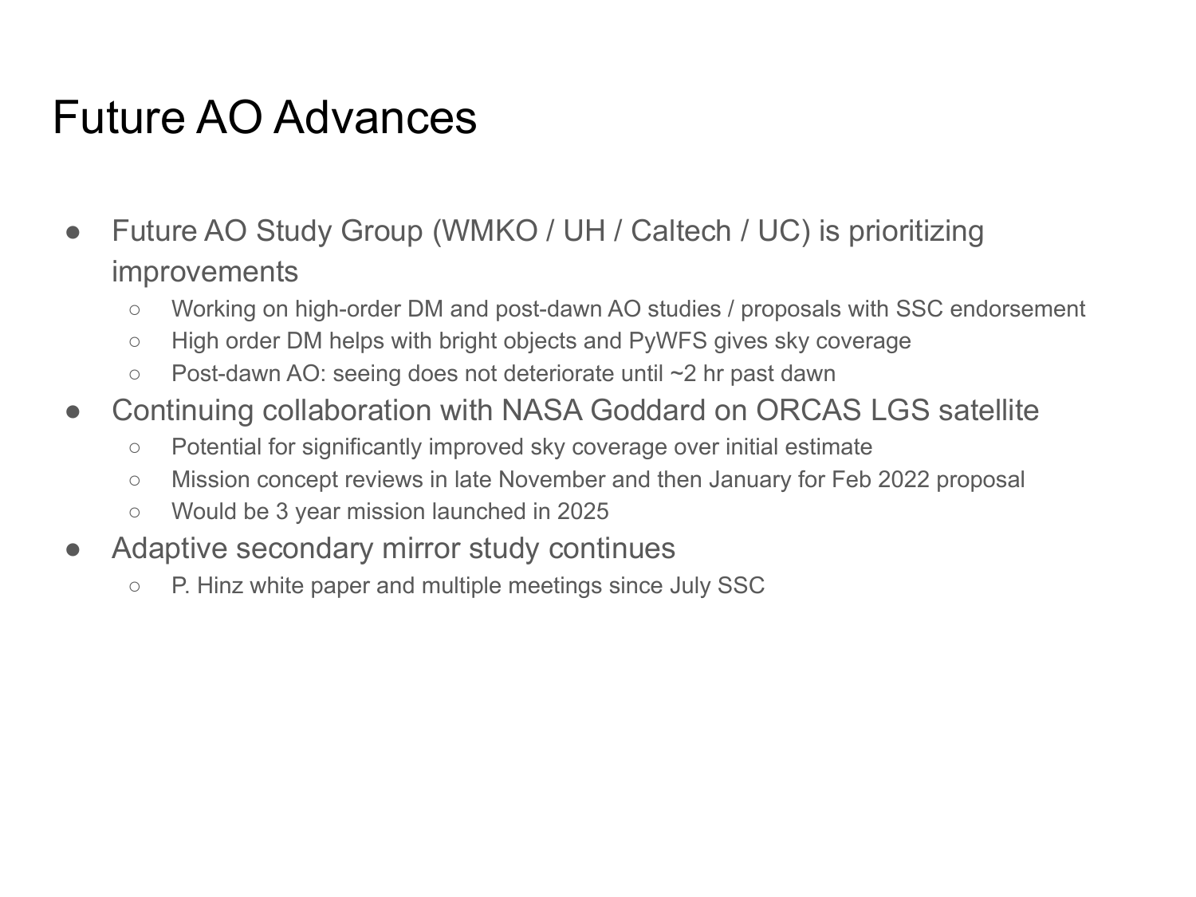# Future AO Advances

- Future AO Study Group (WMKO / UH / Caltech / UC) is prioritizing improvements
  - Working on high-order DM and post-dawn AO studies / proposals with SSC endorsement
  - High order DM helps with bright objects and PyWFS gives sky coverage
  - Post-dawn AO: seeing does not deteriorate until ~2 hr past dawn
- Continuing collaboration with NASA Goddard on ORCAS LGS satellite
  - Potential for significantly improved sky coverage over initial estimate
  - Mission concept reviews in late November and then January for Feb 2022 proposal
  - Would be 3 year mission launched in 2025
- Adaptive secondary mirror study continues
  - P. Hinz white paper and multiple meetings since July SSC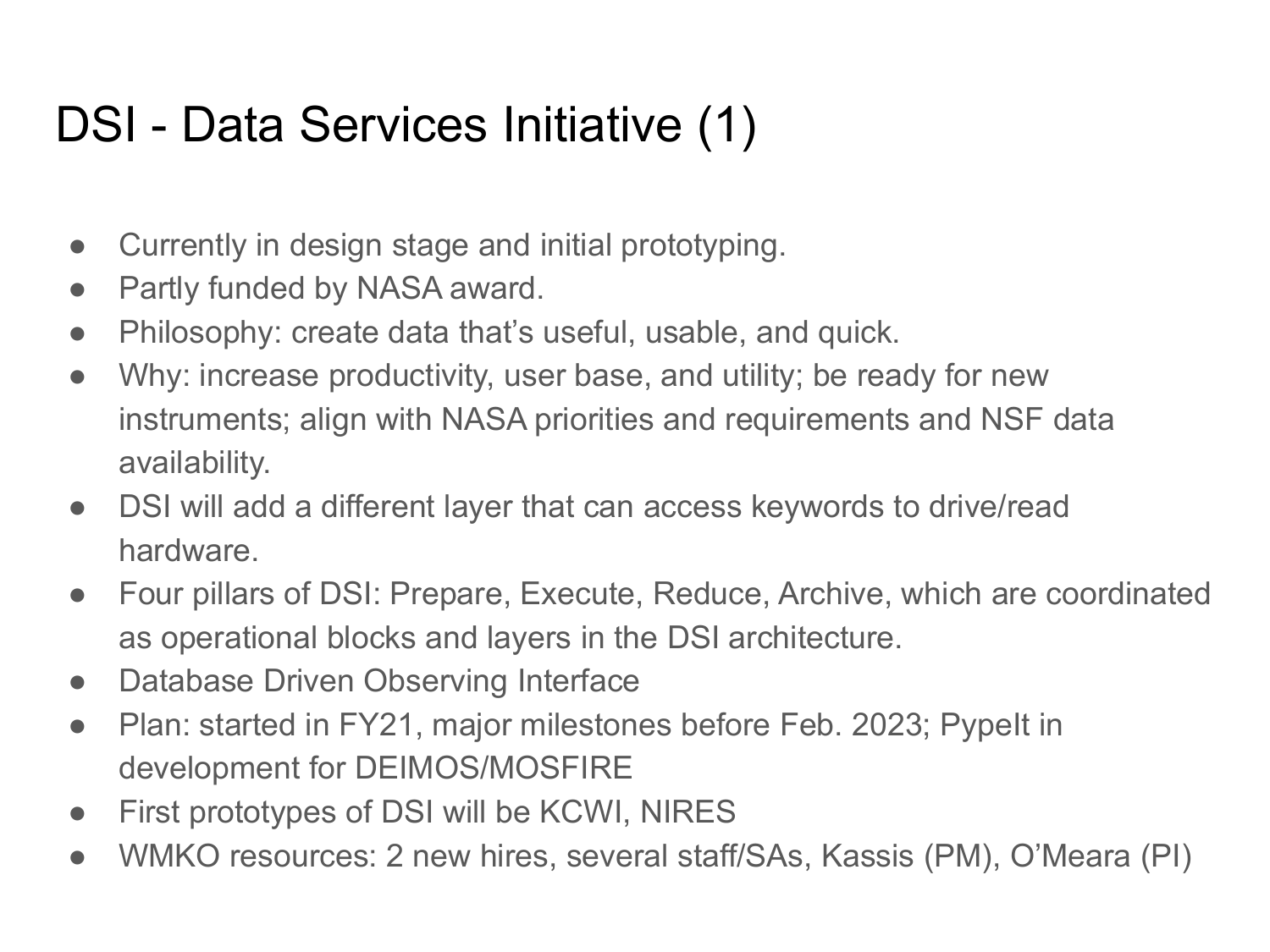# DSI - Data Services Initiative (1)

- Currently in design stage and initial prototyping.
- Partly funded by NASA award.
- Philosophy: create data that's useful, usable, and quick.
- Why: increase productivity, user base, and utility; be ready for new instruments; align with NASA priorities and requirements and NSF data availability.
- DSI will add a different layer that can access keywords to drive/read hardware.
- Four pillars of DSI: Prepare, Execute, Reduce, Archive, which are coordinated as operational blocks and layers in the DSI architecture.
- Database Driven Observing Interface
- Plan: started in FY21, major milestones before Feb. 2023; PypeIt in development for DEIMOS/MOSFIRE
- First prototypes of DSI will be KCWI, NIRES
- WMKO resources: 2 new hires, several staff/SAs, Kassis (PM), O'Meara (PI)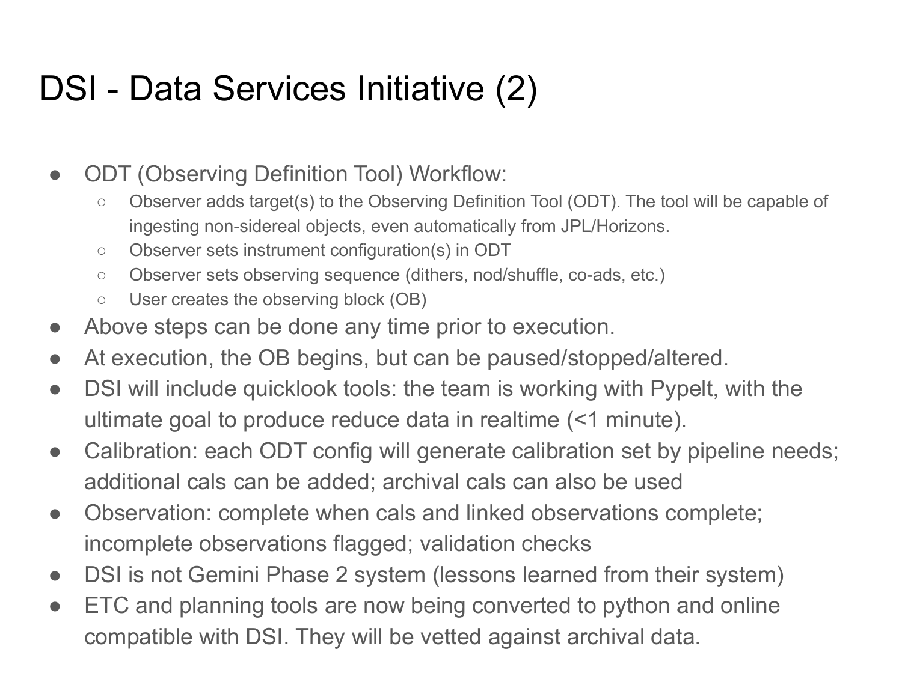# DSI - Data Services Initiative (2)

- ODT (Observing Definition Tool) Workflow:
  - Observer adds target(s) to the Observing Definition Tool (ODT). The tool will be capable of ingesting non-sidereal objects, even automatically from JPL/Horizons.
  - Observer sets instrument configuration(s) in ODT
  - Observer sets observing sequence (dithers, nod/shuffle, co-ads, etc.)
  - User creates the observing block (OB)
- Above steps can be done any time prior to execution.
- At execution, the OB begins, but can be paused/stopped/altered.
- DSI will include quicklook tools: the team is working with PypeIt, with the ultimate goal to produce reduce data in realtime (<1 minute).
- Calibration: each ODT config will generate calibration set by pipeline needs; additional cals can be added; archival cals can also be used
- Observation: complete when cals and linked observations complete; incomplete observations flagged; validation checks
- DSI is not Gemini Phase 2 system (lessons learned from their system)
- ETC and planning tools are now being converted to python and online compatible with DSI. They will be vetted against archival data.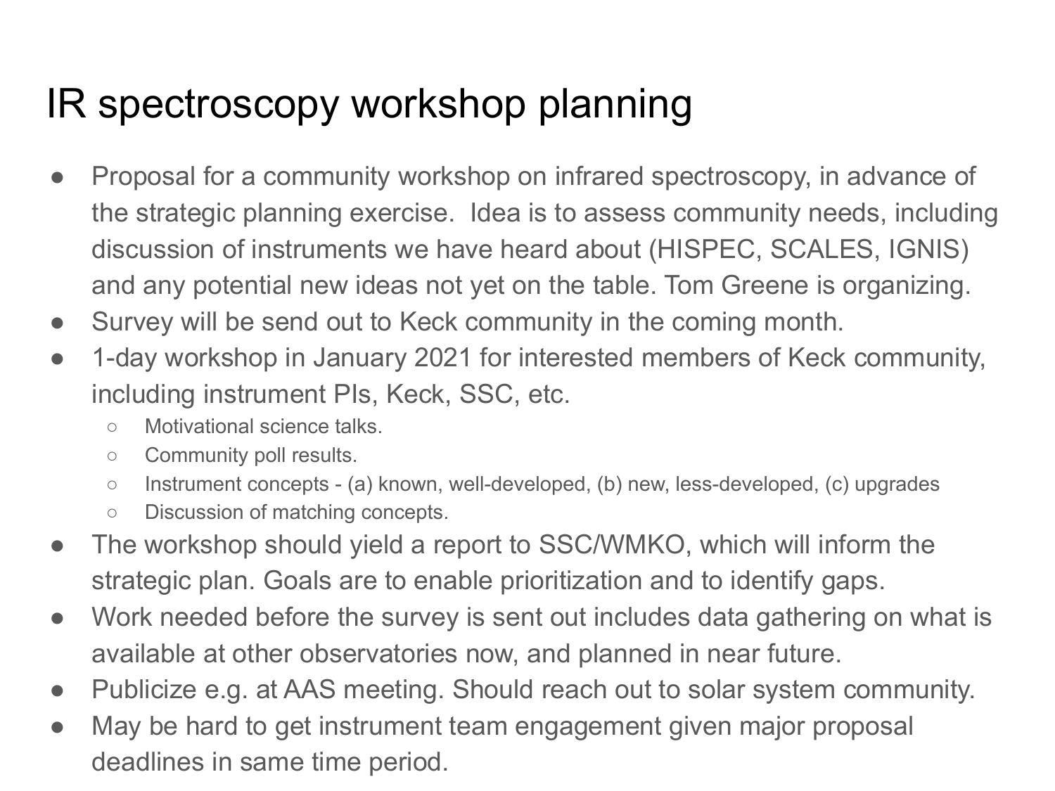# IR spectroscopy workshop planning

- Proposal for a community workshop on infrared spectroscopy, in advance of the strategic planning exercise. Idea is to assess community needs, including discussion of instruments we have heard about (HISPEC, SCALES, IGNIS) and any potential new ideas not yet on the table. Tom Greene is organizing.
- Survey will be send out to Keck community in the coming month.
- 1-day workshop in January 2021 for interested members of Keck community, including instrument PIs, Keck, SSC, etc.
  - Motivational science talks.
  - Community poll results.
  - Instrument concepts - (a) known, well-developed, (b) new, less-developed, (c) upgrades
  - Discussion of matching concepts.
- The workshop should yield a report to SSC/WMKO, which will inform the strategic plan. Goals are to enable prioritization and to identify gaps.
- Work needed before the survey is sent out includes data gathering on what is available at other observatories now, and planned in near future.
- Publicize e.g. at AAS meeting. Should reach out to solar system community.
- May be hard to get instrument team engagement given major proposal deadlines in same time period.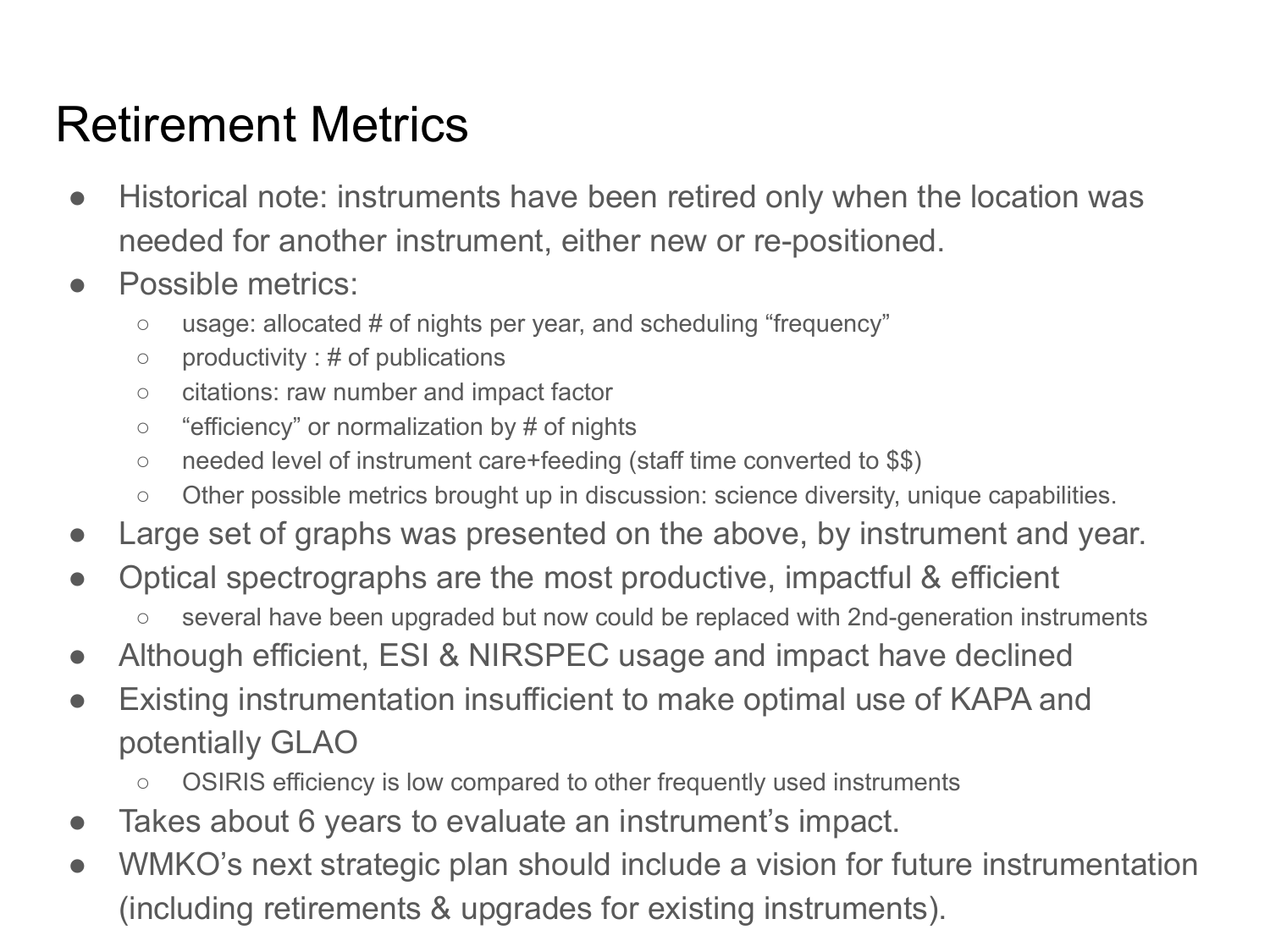# Retirement Metrics

- Historical note: instruments have been retired only when the location was needed for another instrument, either new or re-positioned.
- Possible metrics:
  - usage: allocated # of nights per year, and scheduling “frequency”
  - productivity : # of publications
  - citations: raw number and impact factor
  - “efficiency” or normalization by # of nights
  - needed level of instrument care+feeding (staff time converted to $$)
  - Other possible metrics brought up in discussion: science diversity, unique capabilities.
- Large set of graphs was presented on the above, by instrument and year.
- Optical spectrographs are the most productive, impactful & efficient
  - several have been upgraded but now could be replaced with 2nd-generation instruments
- Although efficient, ESI & NIRSPEC usage and impact have declined
- Existing instrumentation insufficient to make optimal use of KAPA and potentially GLAO
  - OSIRIS efficiency is low compared to other frequently used instruments
- Takes about 6 years to evaluate an instrument’s impact.
- WMKO’s next strategic plan should include a vision for future instrumentation (including retirements & upgrades for existing instruments).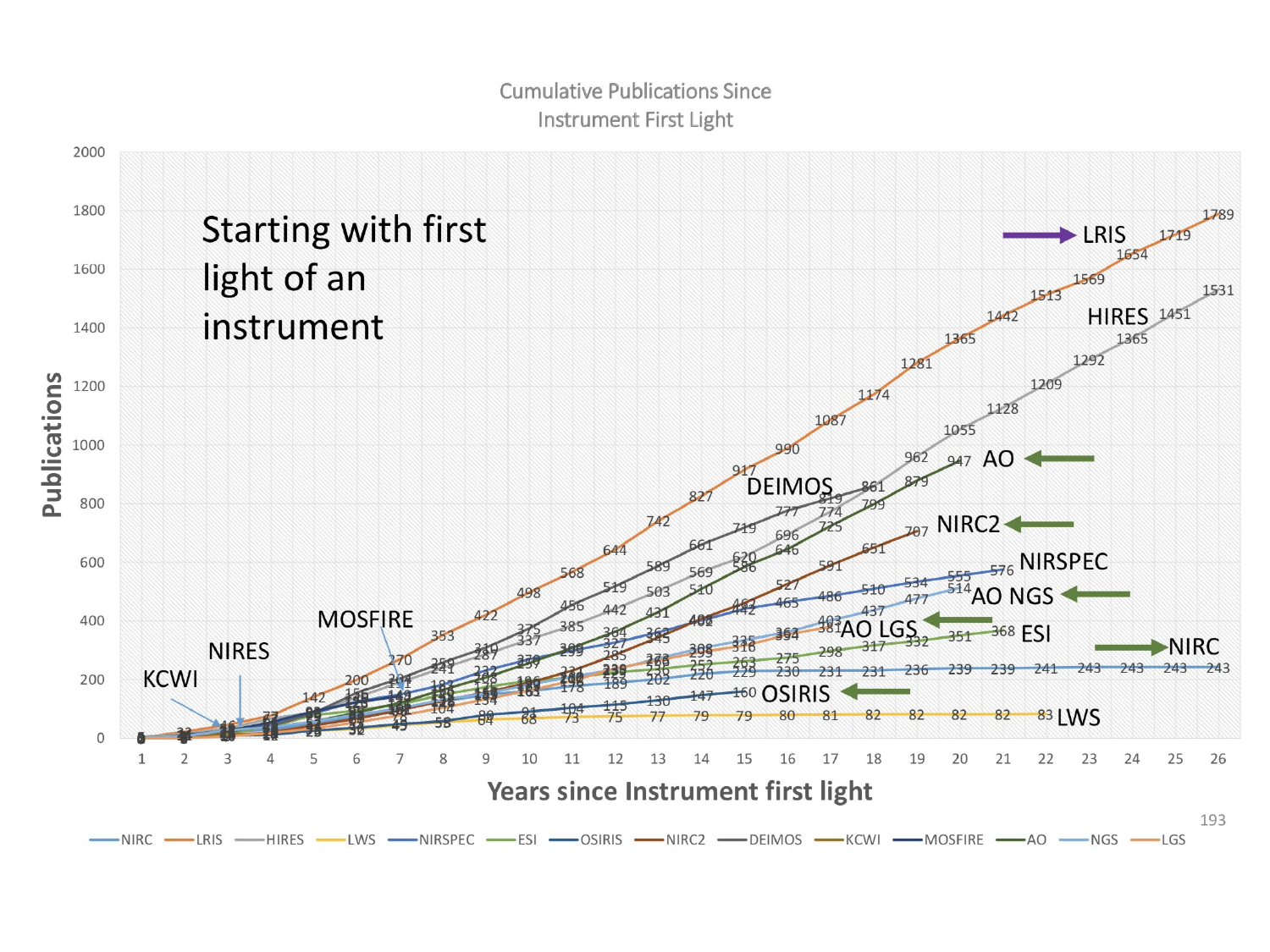# Cumulative Publications Since Instrument First Light

**Starting with first light of an instrument**

Publications (y-axis, 0–2000) vs. Years since Instrument first light (x-axis, 1–26)

Labeled instruments: LRIS, HIRES, AO, DEIMOS, NIRC2, NIRSPEC, AO NGS, AO LGS, ESI, NIRC, OSIRIS, LWS, MOSFIRE, NIRES, KCWI

Legend: NIRC, LRIS, HIRES, LWS, NIRSPEC, ESI, OSIRIS, NIRC2, DEIMOS, KCWI, MOSFIRE, AO, NGS, LGS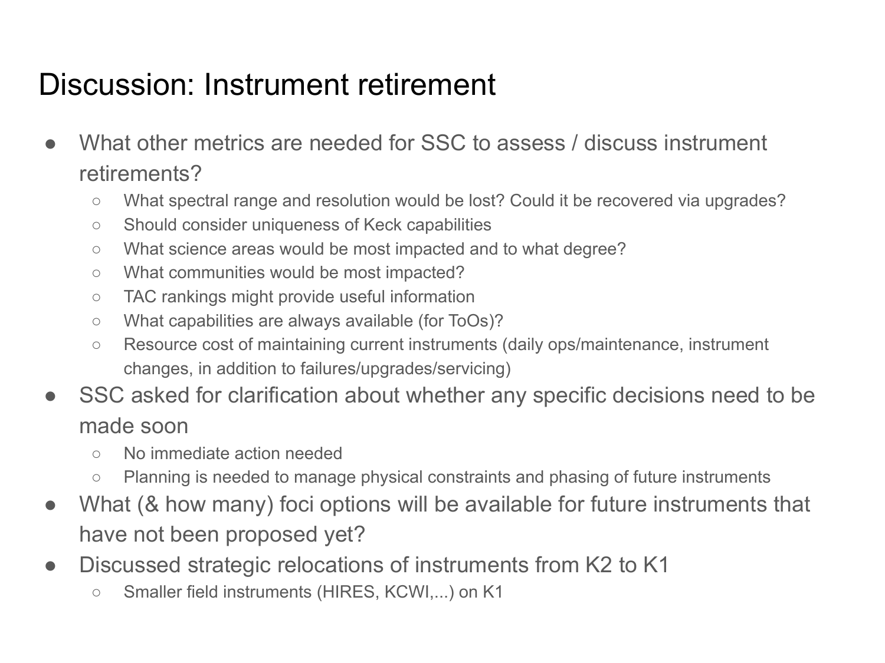# Discussion: Instrument retirement

- What other metrics are needed for SSC to assess / discuss instrument retirements?
  - What spectral range and resolution would be lost? Could it be recovered via upgrades?
  - Should consider uniqueness of Keck capabilities
  - What science areas would be most impacted and to what degree?
  - What communities would be most impacted?
  - TAC rankings might provide useful information
  - What capabilities are always available (for ToOs)?
  - Resource cost of maintaining current instruments (daily ops/maintenance, instrument changes, in addition to failures/upgrades/servicing)
- SSC asked for clarification about whether any specific decisions need to be made soon
  - No immediate action needed
  - Planning is needed to manage physical constraints and phasing of future instruments
- What (& how many) foci options will be available for future instruments that have not been proposed yet?
- Discussed strategic relocations of instruments from K2 to K1
  - Smaller field instruments (HIRES, KCWI,...) on K1